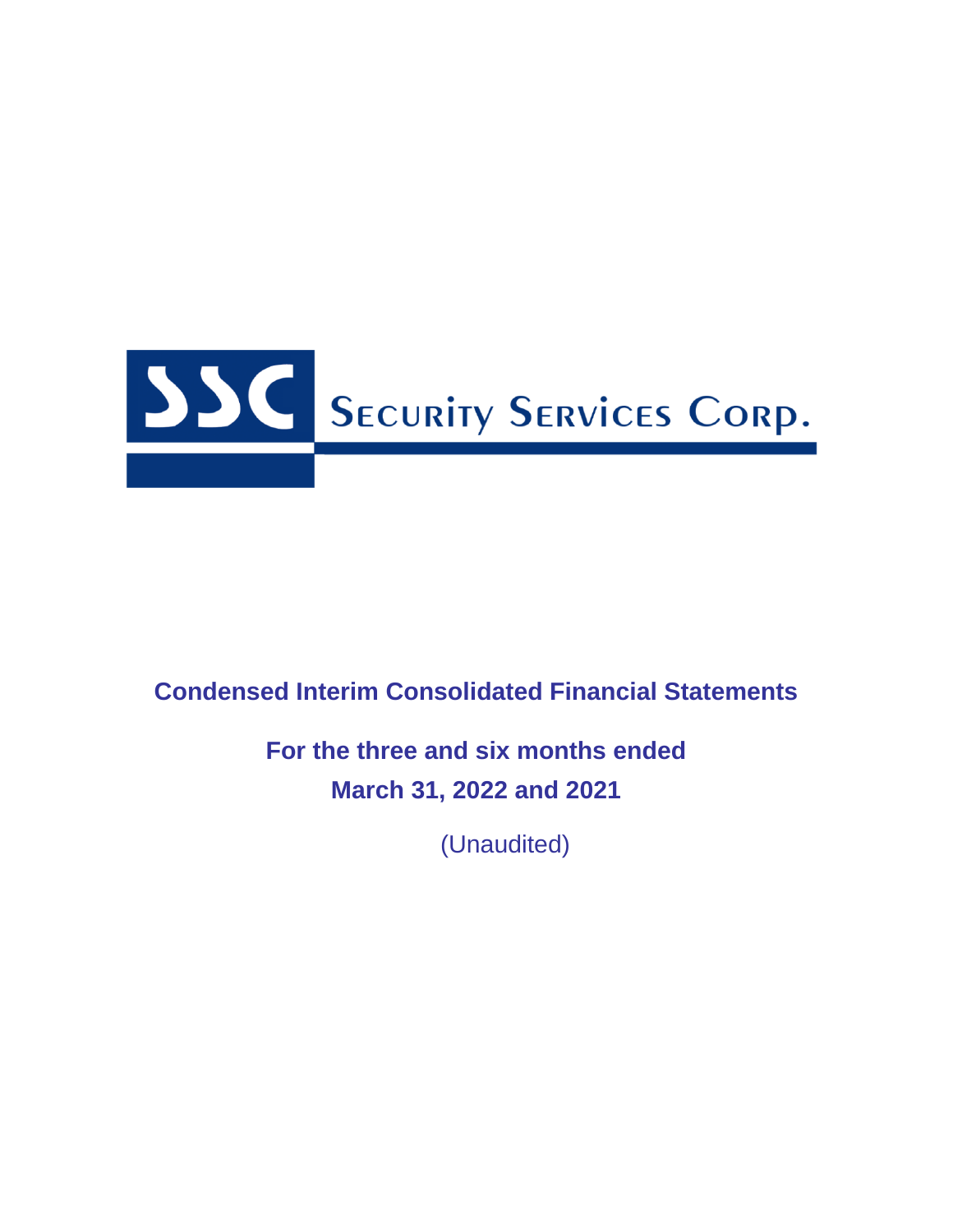SSC Security Services Corp.

# Condensed Interim Consolidated Financial Statements

## For the three and six months ended March 31, 2022 and 2021

(Unaudited)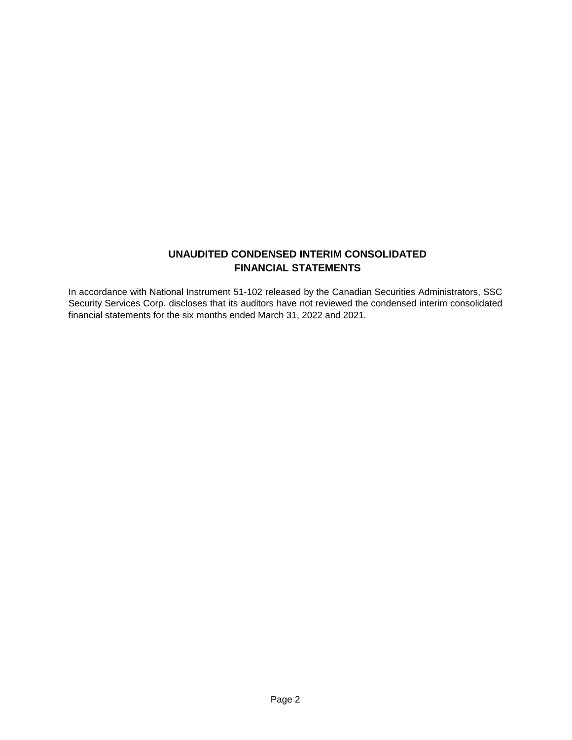# UNAUDITED CONDENSED INTERIM CONSOLIDATED FINANCIAL STATEMENTS

In accordance with National Instrument 51-102 released by the Canadian Securities Administrators, SSC Security Services Corp. discloses that its auditors have not reviewed the condensed interim consolidated financial statements for the six months ended March 31, 2022 and 2021.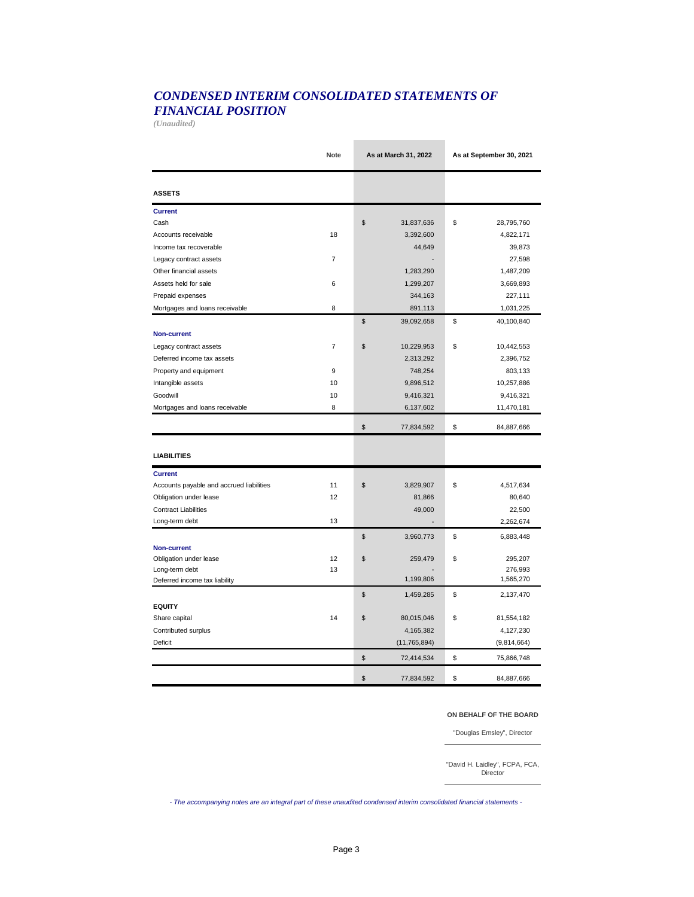# *CONDENSED INTERIM CONSOLIDATED STATEMENTS OF FINANCIAL POSITION*

*(Unaudited)*

| | Note | As at March 31, 2022 | As at September 30, 2021 |
|---|---|---|---|
| **ASSETS** | | | |
| **Current** | | | |
| Cash | | $ 31,837,636 | $ 28,795,760 |
| Accounts receivable | 18 | 3,392,600 | 4,822,171 |
| Income tax recoverable | | 44,649 | 39,873 |
| Legacy contract assets | 7 | - | 27,598 |
| Other financial assets | | 1,283,290 | 1,487,209 |
| Assets held for sale | 6 | 1,299,207 | 3,669,893 |
| Prepaid expenses | | 344,163 | 227,111 |
| Mortgages and loans receivable | 8 | 891,113 | 1,031,225 |
| | | $ 39,092,658 | $ 40,100,840 |
| **Non-current** | | | |
| Legacy contract assets | 7 | $ 10,229,953 | $ 10,442,553 |
| Deferred income tax assets | | 2,313,292 | 2,396,752 |
| Property and equipment | 9 | 748,254 | 803,133 |
| Intangible assets | 10 | 9,896,512 | 10,257,886 |
| Goodwill | 10 | 9,416,321 | 9,416,321 |
| Mortgages and loans receivable | 8 | 6,137,602 | 11,470,181 |
| | | $ 77,834,592 | $ 84,887,666 |
| **LIABILITIES** | | | |
| **Current** | | | |
| Accounts payable and accrued liabilities | 11 | $ 3,829,907 | $ 4,517,634 |
| Obligation under lease | 12 | 81,866 | 80,640 |
| Contract Liabilities | | 49,000 | 22,500 |
| Long-term debt | 13 | - | 2,262,674 |
| | | $ 3,960,773 | $ 6,883,448 |
| **Non-current** | | | |
| Obligation under lease | 12 | $ 259,479 | $ 295,207 |
| Long-term debt | 13 | - | 276,993 |
| Deferred income tax liability | | 1,199,806 | 1,565,270 |
| | | $ 1,459,285 | $ 2,137,470 |
| **EQUITY** | | | |
| Share capital | 14 | $ 80,015,046 | $ 81,554,182 |
| Contributed surplus | | 4,165,382 | 4,127,230 |
| Deficit | | (11,765,894) | (9,814,664) |
| | | $ 72,414,534 | $ 75,866,748 |
| | | $ 77,834,592 | $ 84,887,666 |

**ON BEHALF OF THE BOARD**

"Douglas Emsley", Director

"David H. Laidley", FCPA, FCA, Director

*- The accompanying notes are an integral part of these unaudited condensed interim consolidated financial statements -*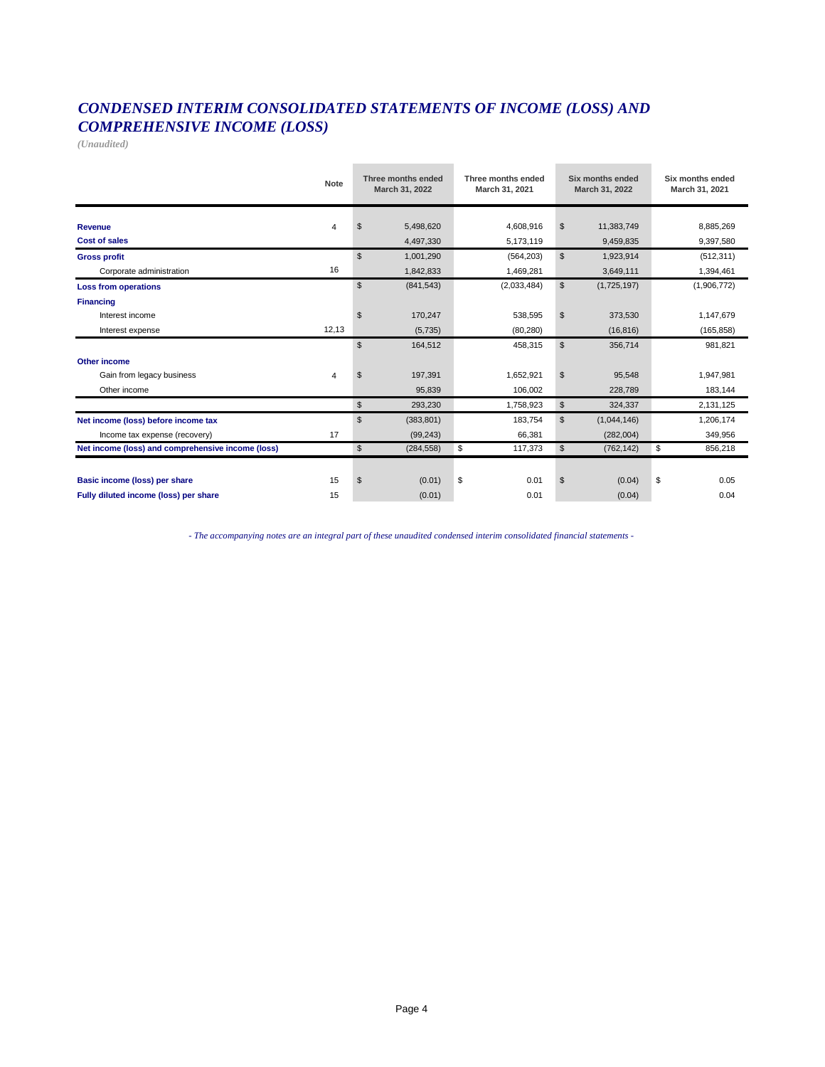# *CONDENSED INTERIM CONSOLIDATED STATEMENTS OF INCOME (LOSS) AND COMPREHENSIVE INCOME (LOSS)*

*(Unaudited)*

| | Note | Three months ended March 31, 2022 | Three months ended March 31, 2021 | Six months ended March 31, 2022 | Six months ended March 31, 2021 |
|---|---|---|---|---|---|
| **Revenue** | 4 | $ 5,498,620 | 4,608,916 | $ 11,383,749 | 8,885,269 |
| **Cost of sales** | | 4,497,330 | 5,173,119 | 9,459,835 | 9,397,580 |
| **Gross profit** | | $ 1,001,290 | (564,203) | $ 1,923,914 | (512,311) |
| Corporate administration | 16 | 1,842,833 | 1,469,281 | 3,649,111 | 1,394,461 |
| **Loss from operations** | | $ (841,543) | (2,033,484) | $ (1,725,197) | (1,906,772) |
| **Financing** | | | | | |
| Interest income | | $ 170,247 | 538,595 | $ 373,530 | 1,147,679 |
| Interest expense | 12,13 | (5,735) | (80,280) | (16,816) | (165,858) |
| | | $ 164,512 | 458,315 | $ 356,714 | 981,821 |
| **Other income** | | | | | |
| Gain from legacy business | 4 | $ 197,391 | 1,652,921 | $ 95,548 | 1,947,981 |
| Other income | | 95,839 | 106,002 | 228,789 | 183,144 |
| | | $ 293,230 | 1,758,923 | $ 324,337 | 2,131,125 |
| **Net income (loss) before income tax** | | $ (383,801) | 183,754 | $ (1,044,146) | 1,206,174 |
| Income tax expense (recovery) | 17 | (99,243) | 66,381 | (282,004) | 349,956 |
| **Net income (loss) and comprehensive income (loss)** | | $ (284,558) | $ 117,373 | $ (762,142) | $ 856,218 |
| | | | | | |
| **Basic income (loss) per share** | 15 | $ (0.01) | $ 0.01 | $ (0.04) | $ 0.05 |
| **Fully diluted income (loss) per share** | 15 | (0.01) | 0.01 | (0.04) | 0.04 |

*- The accompanying notes are an integral part of these unaudited condensed interim consolidated financial statements -*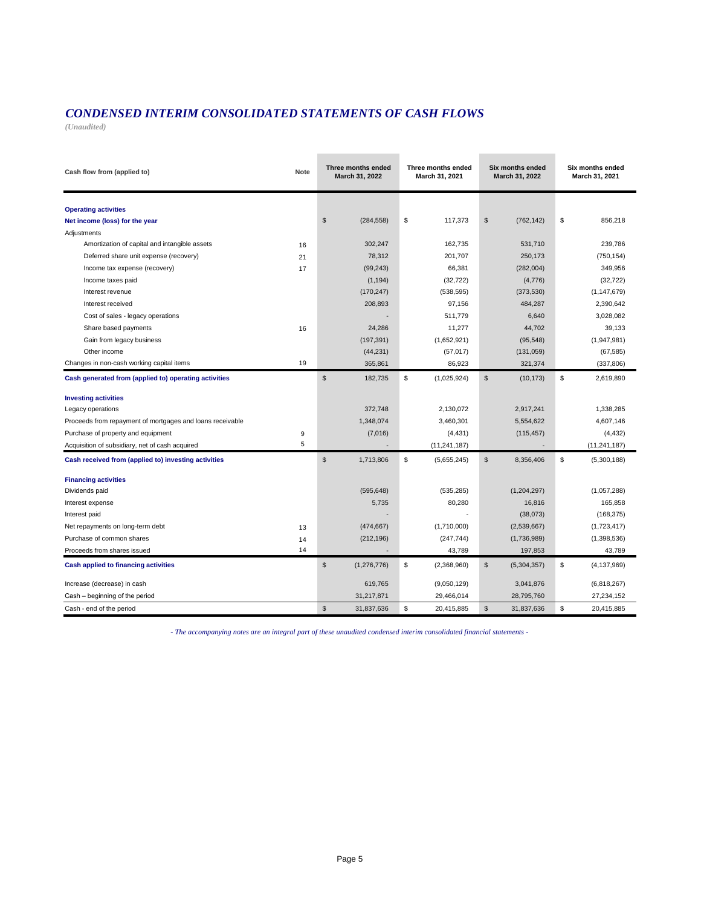# *CONDENSED INTERIM CONSOLIDATED STATEMENTS OF CASH FLOWS*

*(Unaudited)*

| Cash flow from (applied to) | Note | Three months ended March 31, 2022 | Three months ended March 31, 2021 | Six months ended March 31, 2022 | Six months ended March 31, 2021 |
|---|---|---|---|---|---|
| **Operating activities** | | | | | |
| **Net income (loss) for the year** | | $ (284,558) | $ 117,373 | $ (762,142) | $ 856,218 |
| Adjustments | | | | | |
| Amortization of capital and intangible assets | 16 | 302,247 | 162,735 | 531,710 | 239,786 |
| Deferred share unit expense (recovery) | 21 | 78,312 | 201,707 | 250,173 | (750,154) |
| Income tax expense (recovery) | 17 | (99,243) | 66,381 | (282,004) | 349,956 |
| Income taxes paid | | (1,194) | (32,722) | (4,776) | (32,722) |
| Interest revenue | | (170,247) | (538,595) | (373,530) | (1,147,679) |
| Interest received | | 208,893 | 97,156 | 484,287 | 2,390,642 |
| Cost of sales - legacy operations | | - | 511,779 | 6,640 | 3,028,082 |
| Share based payments | 16 | 24,286 | 11,277 | 44,702 | 39,133 |
| Gain from legacy business | | (197,391) | (1,652,921) | (95,548) | (1,947,981) |
| Other income | | (44,231) | (57,017) | (131,059) | (67,585) |
| Changes in non-cash working capital items | 19 | 365,861 | 86,923 | 321,374 | (337,806) |
| **Cash generated from (applied to) operating activities** | | $ 182,735 | $ (1,025,924) | $ (10,173) | $ 2,619,890 |
| **Investing activities** | | | | | |
| Legacy operations | | 372,748 | 2,130,072 | 2,917,241 | 1,338,285 |
| Proceeds from repayment of mortgages and loans receivable | | 1,348,074 | 3,460,301 | 5,554,622 | 4,607,146 |
| Purchase of property and equipment | 9 | (7,016) | (4,431) | (115,457) | (4,432) |
| Acquisition of subsidiary, net of cash acquired | 5 | - | (11,241,187) | - | (11,241,187) |
| **Cash received from (applied to) investing activities** | | $ 1,713,806 | $ (5,655,245) | $ 8,356,406 | $ (5,300,188) |
| **Financing activities** | | | | | |
| Dividends paid | | (595,648) | (535,285) | (1,204,297) | (1,057,288) |
| Interest expense | | 5,735 | 80,280 | 16,816 | 165,858 |
| Interest paid | | - | - | (38,073) | (168,375) |
| Net repayments on long-term debt | 13 | (474,667) | (1,710,000) | (2,539,667) | (1,723,417) |
| Purchase of common shares | 14 | (212,196) | (247,744) | (1,736,989) | (1,398,536) |
| Proceeds from shares issued | 14 | - | 43,789 | 197,853 | 43,789 |
| **Cash applied to financing activities** | | $ (1,276,776) | $ (2,368,960) | $ (5,304,357) | $ (4,137,969) |
| Increase (decrease) in cash | | 619,765 | (9,050,129) | 3,041,876 | (6,818,267) |
| Cash – beginning of the period | | 31,217,871 | 29,466,014 | 28,795,760 | 27,234,152 |
| Cash - end of the period | | $ 31,837,636 | $ 20,415,885 | $ 31,837,636 | $ 20,415,885 |

*- The accompanying notes are an integral part of these unaudited condensed interim consolidated financial statements -*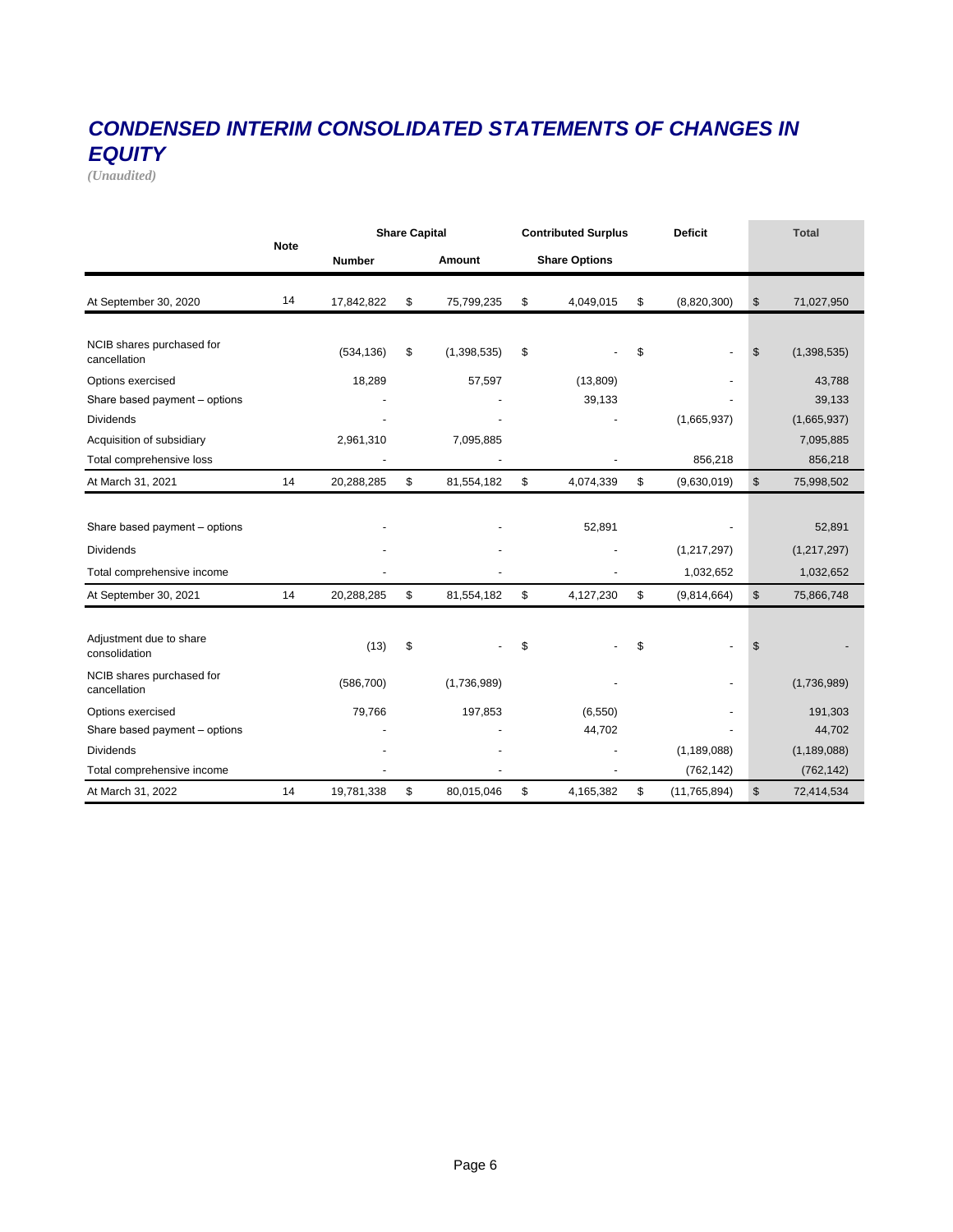# *CONDENSED INTERIM CONSOLIDATED STATEMENTS OF CHANGES IN EQUITY*

*(Unaudited)*

| | Note | Share Capital | | Contributed Surplus | Deficit | Total |
|---|---|---|---|---|---|---|
| | | Number | Amount | Share Options | | |
| At September 30, 2020 | 14 | 17,842,822 | $ 75,799,235 | $ 4,049,015 | $ (8,820,300) | $ 71,027,950 |
| NCIB shares purchased for cancellation | | (534,136) | $ (1,398,535) | $ - | $ - | $ (1,398,535) |
| Options exercised | | 18,289 | 57,597 | (13,809) | - | 43,788 |
| Share based payment – options | | - | - | 39,133 | - | 39,133 |
| Dividends | | - | - | - | (1,665,937) | (1,665,937) |
| Acquisition of subsidiary | | 2,961,310 | 7,095,885 | | | 7,095,885 |
| Total comprehensive loss | | - | - | - | 856,218 | 856,218 |
| At March 31, 2021 | 14 | 20,288,285 | $ 81,554,182 | $ 4,074,339 | $ (9,630,019) | $ 75,998,502 |
| Share based payment – options | | - | - | 52,891 | - | 52,891 |
| Dividends | | - | - | - | (1,217,297) | (1,217,297) |
| Total comprehensive income | | - | - | - | 1,032,652 | 1,032,652 |
| At September 30, 2021 | 14 | 20,288,285 | $ 81,554,182 | $ 4,127,230 | $ (9,814,664) | $ 75,866,748 |
| Adjustment due to share consolidation | | (13) | $ - | $ - | $ - | $ - |
| NCIB shares purchased for cancellation | | (586,700) | (1,736,989) | - | - | (1,736,989) |
| Options exercised | | 79,766 | 197,853 | (6,550) | - | 191,303 |
| Share based payment – options | | - | - | 44,702 | - | 44,702 |
| Dividends | | - | - | - | (1,189,088) | (1,189,088) |
| Total comprehensive income | | - | - | - | (762,142) | (762,142) |
| At March 31, 2022 | 14 | 19,781,338 | $ 80,015,046 | $ 4,165,382 | $ (11,765,894) | $ 72,414,534 |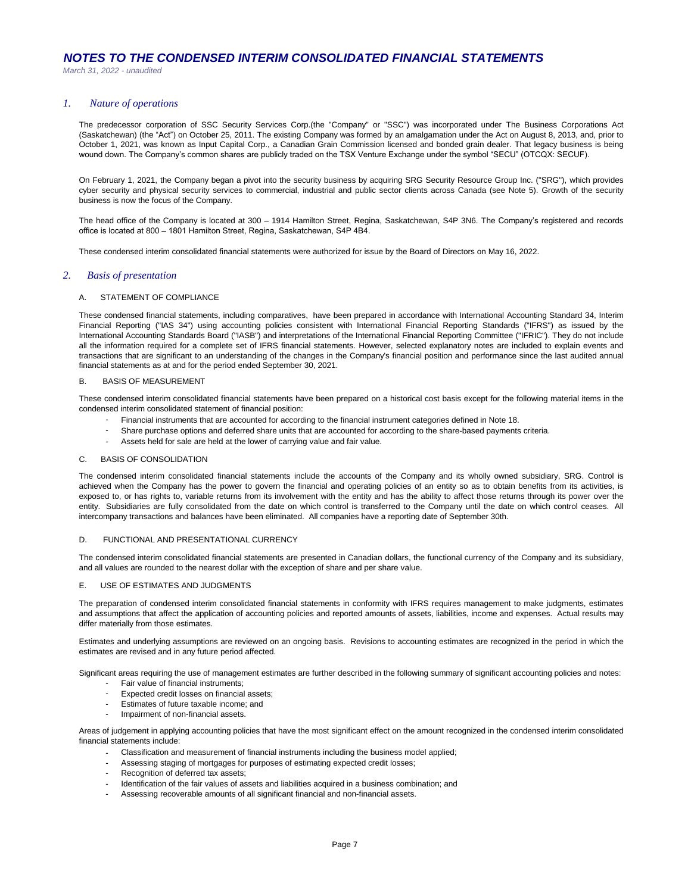# NOTES TO THE CONDENSED INTERIM CONSOLIDATED FINANCIAL STATEMENTS

*March 31, 2022 - unaudited*

## 1. *Nature of operations*

The predecessor corporation of SSC Security Services Corp.(the "Company" or "SSC") was incorporated under The Business Corporations Act (Saskatchewan) (the "Act") on October 25, 2011. The existing Company was formed by an amalgamation under the Act on August 8, 2013, and, prior to October 1, 2021, was known as Input Capital Corp., a Canadian Grain Commission licensed and bonded grain dealer. That legacy business is being wound down. The Company's common shares are publicly traded on the TSX Venture Exchange under the symbol "SECU" (OTCQX: SECUF).

On February 1, 2021, the Company began a pivot into the security business by acquiring SRG Security Resource Group Inc. ("SRG"), which provides cyber security and physical security services to commercial, industrial and public sector clients across Canada (see Note 5). Growth of the security business is now the focus of the Company.

The head office of the Company is located at 300 – 1914 Hamilton Street, Regina, Saskatchewan, S4P 3N6. The Company's registered and records office is located at 800 – 1801 Hamilton Street, Regina, Saskatchewan, S4P 4B4.

These condensed interim consolidated financial statements were authorized for issue by the Board of Directors on May 16, 2022.

## 2. *Basis of presentation*

### A. STATEMENT OF COMPLIANCE

These condensed financial statements, including comparatives, have been prepared in accordance with International Accounting Standard 34, Interim Financial Reporting ("IAS 34") using accounting policies consistent with International Financial Reporting Standards ("IFRS") as issued by the International Accounting Standards Board ("IASB") and interpretations of the International Financial Reporting Committee ("IFRIC"). They do not include all the information required for a complete set of IFRS financial statements. However, selected explanatory notes are included to explain events and transactions that are significant to an understanding of the changes in the Company's financial position and performance since the last audited annual financial statements as at and for the period ended September 30, 2021.

### B. BASIS OF MEASUREMENT

These condensed interim consolidated financial statements have been prepared on a historical cost basis except for the following material items in the condensed interim consolidated statement of financial position:

- Financial instruments that are accounted for according to the financial instrument categories defined in Note 18.
- Share purchase options and deferred share units that are accounted for according to the share-based payments criteria.
- Assets held for sale are held at the lower of carrying value and fair value.

### C. BASIS OF CONSOLIDATION

The condensed interim consolidated financial statements include the accounts of the Company and its wholly owned subsidiary, SRG. Control is achieved when the Company has the power to govern the financial and operating policies of an entity so as to obtain benefits from its activities, is exposed to, or has rights to, variable returns from its involvement with the entity and has the ability to affect those returns through its power over the entity. Subsidiaries are fully consolidated from the date on which control is transferred to the Company until the date on which control ceases. All intercompany transactions and balances have been eliminated. All companies have a reporting date of September 30th.

### D. FUNCTIONAL AND PRESENTATIONAL CURRENCY

The condensed interim consolidated financial statements are presented in Canadian dollars, the functional currency of the Company and its subsidiary, and all values are rounded to the nearest dollar with the exception of share and per share value.

### E. USE OF ESTIMATES AND JUDGMENTS

The preparation of condensed interim consolidated financial statements in conformity with IFRS requires management to make judgments, estimates and assumptions that affect the application of accounting policies and reported amounts of assets, liabilities, income and expenses. Actual results may differ materially from those estimates.

Estimates and underlying assumptions are reviewed on an ongoing basis. Revisions to accounting estimates are recognized in the period in which the estimates are revised and in any future period affected.

Significant areas requiring the use of management estimates are further described in the following summary of significant accounting policies and notes:

- Fair value of financial instruments;
- Expected credit losses on financial assets;
- Estimates of future taxable income; and
- Impairment of non-financial assets.

Areas of judgement in applying accounting policies that have the most significant effect on the amount recognized in the condensed interim consolidated financial statements include:

- Classification and measurement of financial instruments including the business model applied;
- Assessing staging of mortgages for purposes of estimating expected credit losses;
- Recognition of deferred tax assets;
- Identification of the fair values of assets and liabilities acquired in a business combination; and
- Assessing recoverable amounts of all significant financial and non-financial assets.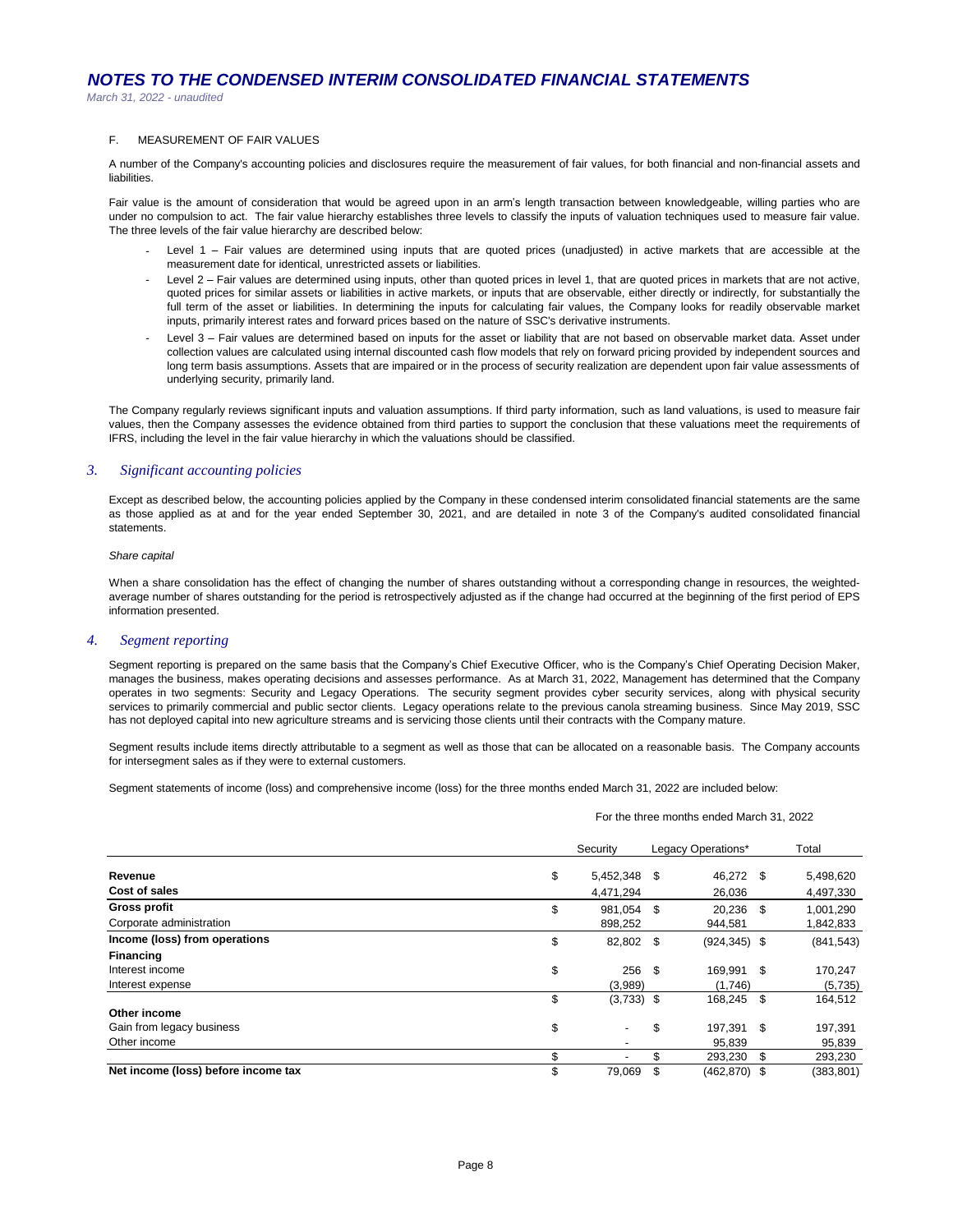F. MEASUREMENT OF FAIR VALUES

A number of the Company's accounting policies and disclosures require the measurement of fair values, for both financial and non-financial assets and liabilities.

Fair value is the amount of consideration that would be agreed upon in an arm's length transaction between knowledgeable, willing parties who are under no compulsion to act. The fair value hierarchy establishes three levels to classify the inputs of valuation techniques used to measure fair value. The three levels of the fair value hierarchy are described below:

- Level 1 – Fair values are determined using inputs that are quoted prices (unadjusted) in active markets that are accessible at the measurement date for identical, unrestricted assets or liabilities.
- Level 2 – Fair values are determined using inputs, other than quoted prices in level 1, that are quoted prices in markets that are not active, quoted prices for similar assets or liabilities in active markets, or inputs that are observable, either directly or indirectly, for substantially the full term of the asset or liabilities. In determining the inputs for calculating fair values, the Company looks for readily observable market inputs, primarily interest rates and forward prices based on the nature of SSC's derivative instruments.
- Level 3 – Fair values are determined based on inputs for the asset or liability that are not based on observable market data. Asset under collection values are calculated using internal discounted cash flow models that rely on forward pricing provided by independent sources and long term basis assumptions. Assets that are impaired or in the process of security realization are dependent upon fair value assessments of underlying security, primarily land.

The Company regularly reviews significant inputs and valuation assumptions. If third party information, such as land valuations, is used to measure fair values, then the Company assesses the evidence obtained from third parties to support the conclusion that these valuations meet the requirements of IFRS, including the level in the fair value hierarchy in which the valuations should be classified.

## 3. *Significant accounting policies*

Except as described below, the accounting policies applied by the Company in these condensed interim consolidated financial statements are the same as those applied as at and for the year ended September 30, 2021, and are detailed in note 3 of the Company's audited consolidated financial statements.

*Share capital*

When a share consolidation has the effect of changing the number of shares outstanding without a corresponding change in resources, the weighted-average number of shares outstanding for the period is retrospectively adjusted as if the change had occurred at the beginning of the first period of EPS information presented.

## 4. *Segment reporting*

Segment reporting is prepared on the same basis that the Company's Chief Executive Officer, who is the Company's Chief Operating Decision Maker, manages the business, makes operating decisions and assesses performance. As at March 31, 2022, Management has determined that the Company operates in two segments: Security and Legacy Operations. The security segment provides cyber security services, along with physical security services to primarily commercial and public sector clients. Legacy operations relate to the previous canola streaming business. Since May 2019, SSC has not deployed capital into new agriculture streams and is servicing those clients until their contracts with the Company mature.

Segment results include items directly attributable to a segment as well as those that can be allocated on a reasonable basis. The Company accounts for intersegment sales as if they were to external customers.

Segment statements of income (loss) and comprehensive income (loss) for the three months ended March 31, 2022 are included below:

| | For the three months ended March 31, 2022 | | |
|---|---|---|---|
| | Security | Legacy Operations* | Total |
| **Revenue** | $ 5,452,348 | $ 46,272 | $ 5,498,620 |
| **Cost of sales** | 4,471,294 | 26,036 | 4,497,330 |
| **Gross profit** | $ 981,054 | $ 20,236 | $ 1,001,290 |
| Corporate administration | 898,252 | 944,581 | 1,842,833 |
| **Income (loss) from operations** | $ 82,802 | $ (924,345) | $ (841,543) |
| **Financing** | | | |
| Interest income | $ 256 | $ 169,991 | $ 170,247 |
| Interest expense | (3,989) | (1,746) | (5,735) |
| | $ (3,733) | $ 168,245 | $ 164,512 |
| **Other income** | | | |
| Gain from legacy business | $ - | $ 197,391 | $ 197,391 |
| Other income | - | 95,839 | 95,839 |
| | $ - | $ 293,230 | $ 293,230 |
| **Net income (loss) before income tax** | $ 79,069 | $ (462,870) | $ (383,801) |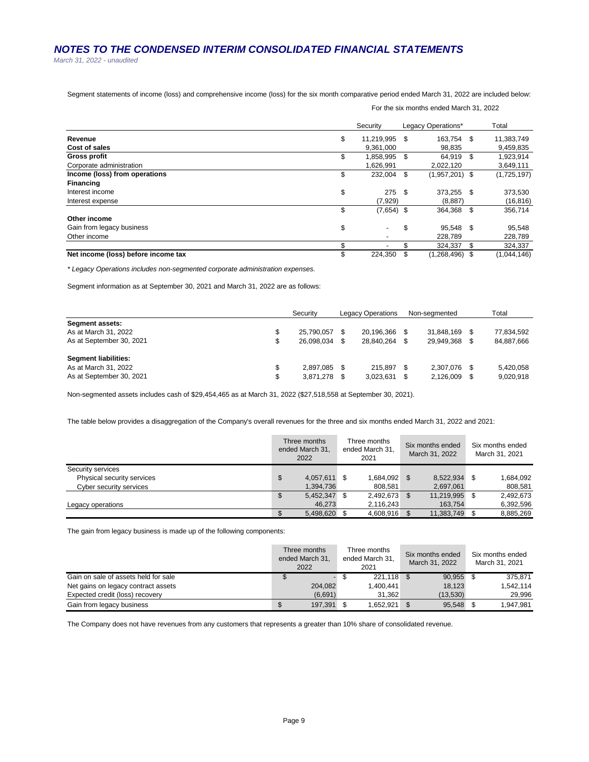# NOTES TO THE CONDENSED INTERIM CONSOLIDATED FINANCIAL STATEMENTS

*March 31, 2022 - unaudited*

Segment statements of income (loss) and comprehensive income (loss) for the six month comparative period ended March 31, 2022 are included below:

| | For the six months ended March 31, 2022 | | |
|---|---|---|---|
| | Security | Legacy Operations* | Total |
| **Revenue** | $ 11,219,995 | $ 163,754 | $ 11,383,749 |
| **Cost of sales** | 9,361,000 | 98,835 | 9,459,835 |
| **Gross profit** | $ 1,858,995 | $ 64,919 | $ 1,923,914 |
| Corporate administration | 1,626,991 | 2,022,120 | 3,649,111 |
| **Income (loss) from operations** | $ 232,004 | $ (1,957,201) | $ (1,725,197) |
| **Financing** | | | |
| Interest income | $ 275 | $ 373,255 | $ 373,530 |
| Interest expense | (7,929) | (8,887) | (16,816) |
| | $ (7,654) | $ 364,368 | $ 356,714 |
| **Other income** | | | |
| Gain from legacy business | $ - | $ 95,548 | $ 95,548 |
| Other income | - | 228,789 | 228,789 |
| | $ - | $ 324,337 | $ 324,337 |
| **Net income (loss) before income tax** | $ 224,350 | $ (1,268,496) | $ (1,044,146) |

*\* Legacy Operations includes non-segmented corporate administration expenses.*

Segment information as at September 30, 2021 and March 31, 2022 are as follows:

| | Security | Legacy Operations | Non-segmented | Total |
|---|---|---|---|---|
| **Segment assets:** | | | | |
| As at March 31, 2022 | $ 25,790,057 | $ 20,196,366 | $ 31,848,169 | $ 77,834,592 |
| As at September 30, 2021 | $ 26,098,034 | $ 28,840,264 | $ 29,949,368 | $ 84,887,666 |
| | | | | |
| **Segment liabilities:** | | | | |
| As at March 31, 2022 | $ 2,897,085 | $ 215,897 | $ 2,307,076 | $ 5,420,058 |
| As at September 30, 2021 | $ 3,871,278 | $ 3,023,631 | $ 2,126,009 | $ 9,020,918 |

Non-segmented assets includes cash of $29,454,465 as at March 31, 2022 ($27,518,558 at September 30, 2021).

The table below provides a disaggregation of the Company's overall revenues for the three and six months ended March 31, 2022 and 2021:

| | Three months ended March 31, 2022 | Three months ended March 31, 2021 | Six months ended March 31, 2022 | Six months ended March 31, 2021 |
|---|---|---|---|---|
| Security services | | | | |
| Physical security services | $ 4,057,611 | $ 1,684,092 | $ 8,522,934 | $ 1,684,092 |
| Cyber security services | 1,394,736 | 808,581 | 2,697,061 | 808,581 |
| | $ 5,452,347 | $ 2,492,673 | $ 11,219,995 | $ 2,492,673 |
| Legacy operations | 46,273 | 2,116,243 | 163,754 | 6,392,596 |
| | $ 5,498,620 | $ 4,608,916 | $ 11,383,749 | $ 8,885,269 |

The gain from legacy business is made up of the following components:

| | Three months ended March 31, 2022 | Three months ended March 31, 2021 | Six months ended March 31, 2022 | Six months ended March 31, 2021 |
|---|---|---|---|---|
| Gain on sale of assets held for sale | $ - | $ 221,118 | $ 90,955 | $ 375,871 |
| Net gains on legacy contract assets | 204,082 | 1,400,441 | 18,123 | 1,542,114 |
| Expected credit (loss) recovery | (6,691) | 31,362 | (13,530) | 29,996 |
| Gain from legacy business | $ 197,391 | $ 1,652,921 | $ 95,548 | $ 1,947,981 |

The Company does not have revenues from any customers that represents a greater than 10% share of consolidated revenue.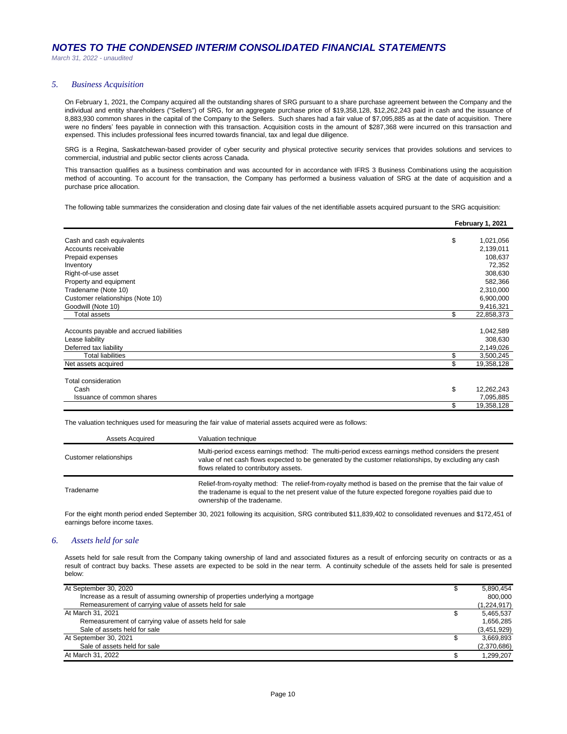## 5. Business Acquisition

On February 1, 2021, the Company acquired all the outstanding shares of SRG pursuant to a share purchase agreement between the Company and the individual and entity shareholders ("Sellers") of SRG, for an aggregate purchase price of $19,358,128, $12,262,243 paid in cash and the issuance of 8,883,930 common shares in the capital of the Company to the Sellers. Such shares had a fair value of $7,095,885 as at the date of acquisition. There were no finders' fees payable in connection with this transaction. Acquisition costs in the amount of $287,368 were incurred on this transaction and expensed. This includes professional fees incurred towards financial, tax and legal due diligence.

SRG is a Regina, Saskatchewan-based provider of cyber security and physical protective security services that provides solutions and services to commercial, industrial and public sector clients across Canada.

This transaction qualifies as a business combination and was accounted for in accordance with IFRS 3 Business Combinations using the acquisition method of accounting. To account for the transaction, the Company has performed a business valuation of SRG at the date of acquisition and a purchase price allocation.

The following table summarizes the consideration and closing date fair values of the net identifiable assets acquired pursuant to the SRG acquisition:

| | | **February 1, 2021** |
|---|---|---|
| Cash and cash equivalents | $ | 1,021,056 |
| Accounts receivable | | 2,139,011 |
| Prepaid expenses | | 108,637 |
| Inventory | | 72,352 |
| Right-of-use asset | | 308,630 |
| Property and equipment | | 582,366 |
| Tradename (Note 10) | | 2,310,000 |
| Customer relationships (Note 10) | | 6,900,000 |
| Goodwill (Note 10) | | 9,416,321 |
| Total assets | $ | 22,858,373 |
| | | |
| Accounts payable and accrued liabilities | | 1,042,589 |
| Lease liability | | 308,630 |
| Deferred tax liability | | 2,149,026 |
| Total liabilities | $ | 3,500,245 |
| Net assets acquired | $ | 19,358,128 |
| | | |
| Total consideration | | |
| Cash | $ | 12,262,243 |
| Issuance of common shares | | 7,095,885 |
| | $ | 19,358,128 |

The valuation techniques used for measuring the fair value of material assets acquired were as follows:

| Assets Acquired | Valuation technique |
|---|---|
| Customer relationships | Multi-period excess earnings method: The multi-period excess earnings method considers the present value of net cash flows expected to be generated by the customer relationships, by excluding any cash flows related to contributory assets. |
| Tradename | Relief-from-royalty method: The relief-from-royalty method is based on the premise that the fair value of the tradename is equal to the net present value of the future expected foregone royalties paid due to ownership of the tradename. |

For the eight month period ended September 30, 2021 following its acquisition, SRG contributed $11,839,402 to consolidated revenues and $172,451 of earnings before income taxes.

## 6. Assets held for sale

Assets held for sale result from the Company taking ownership of land and associated fixtures as a result of enforcing security on contracts or as a result of contract buy backs. These assets are expected to be sold in the near term. A continuity schedule of the assets held for sale is presented below:

| | | |
|---|---|---|
| At September 30, 2020 | $ | 5,890,454 |
| Increase as a result of assuming ownership of properties underlying a mortgage | | 800,000 |
| Remeasurement of carrying value of assets held for sale | | (1,224,917) |
| At March 31, 2021 | $ | 5,465,537 |
| Remeasurement of carrying value of assets held for sale | | 1,656,285 |
| Sale of assets held for sale | | (3,451,929) |
| At September 30, 2021 | $ | 3,669,893 |
| Sale of assets held for sale | | (2,370,686) |
| At March 31, 2022 | $ | 1,299,207 |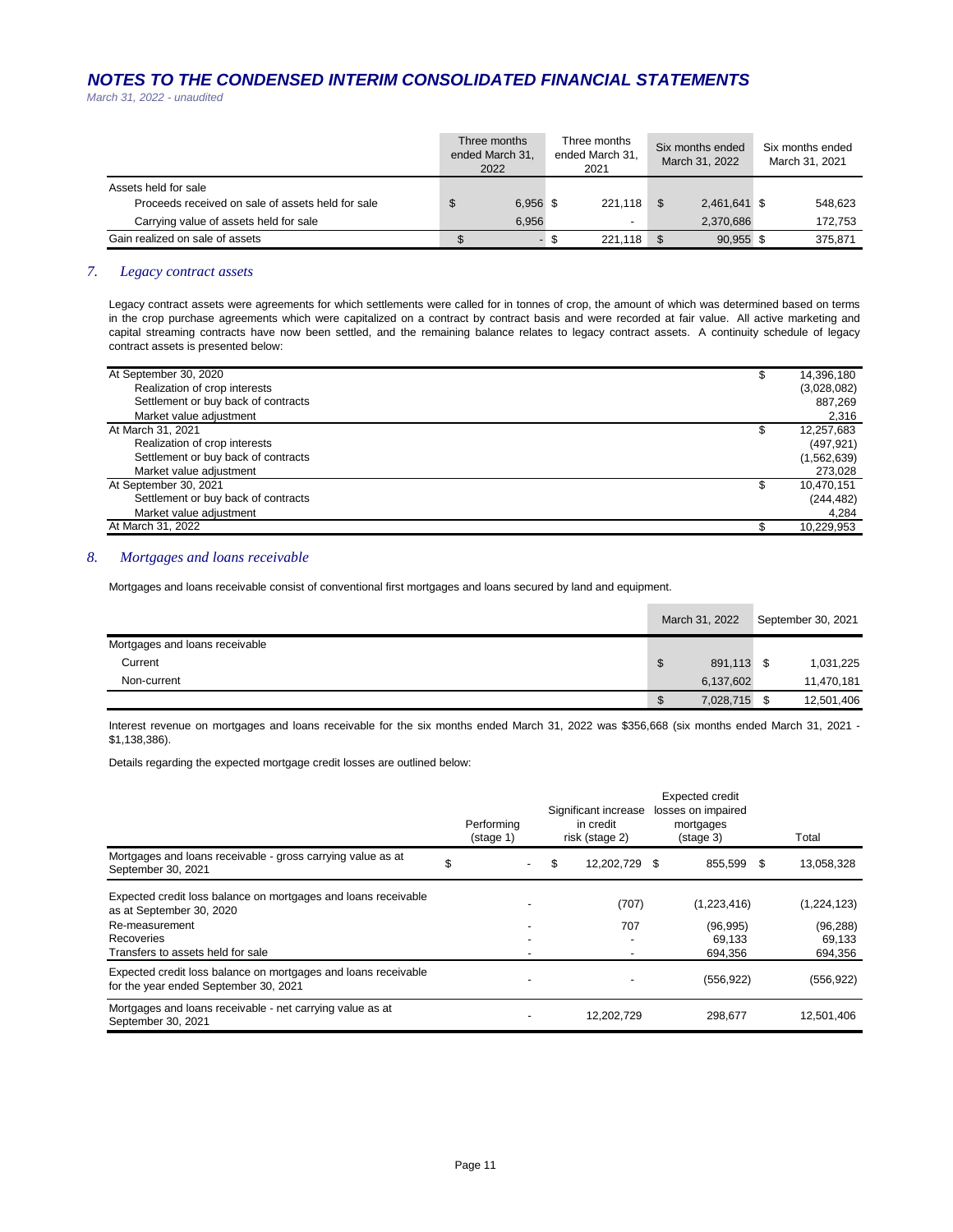# *NOTES TO THE CONDENSED INTERIM CONSOLIDATED FINANCIAL STATEMENTS*

*March 31, 2022 - unaudited*

| | Three months ended March 31, 2022 | Three months ended March 31, 2021 | Six months ended March 31, 2022 | Six months ended March 31, 2021 |
|---|---|---|---|---|
| Assets held for sale | | | | |
| Proceeds received on sale of assets held for sale | $ 6,956 | $ 221,118 | $ 2,461,641 | $ 548,623 |
| Carrying value of assets held for sale | 6,956 | - | 2,370,686 | 172,753 |
| Gain realized on sale of assets | $ - | $ 221,118 | $ 90,955 | $ 375,871 |

## *7. Legacy contract assets*

Legacy contract assets were agreements for which settlements were called for in tonnes of crop, the amount of which was determined based on terms in the crop purchase agreements which were capitalized on a contract by contract basis and were recorded at fair value. All active marketing and capital streaming contracts have now been settled, and the remaining balance relates to legacy contract assets. A continuity schedule of legacy contract assets is presented below:

| | |
|---|---|
| At September 30, 2020 | $ 14,396,180 |
| Realization of crop interests | (3,028,082) |
| Settlement or buy back of contracts | 887,269 |
| Market value adjustment | 2,316 |
| At March 31, 2021 | $ 12,257,683 |
| Realization of crop interests | (497,921) |
| Settlement or buy back of contracts | (1,562,639) |
| Market value adjustment | 273,028 |
| At September 30, 2021 | $ 10,470,151 |
| Settlement or buy back of contracts | (244,482) |
| Market value adjustment | 4,284 |
| At March 31, 2022 | $ 10,229,953 |

## *8. Mortgages and loans receivable*

Mortgages and loans receivable consist of conventional first mortgages and loans secured by land and equipment.

| | March 31, 2022 | September 30, 2021 |
|---|---|---|
| Mortgages and loans receivable | | |
| Current | $ 891,113 | $ 1,031,225 |
| Non-current | 6,137,602 | 11,470,181 |
| | $ 7,028,715 | $ 12,501,406 |

Interest revenue on mortgages and loans receivable for the six months ended March 31, 2022 was $356,668 (six months ended March 31, 2021 - $1,138,386).

Details regarding the expected mortgage credit losses are outlined below:

| | Performing (stage 1) | Significant increase in credit risk (stage 2) | Expected credit losses on impaired mortgages (stage 3) | Total |
|---|---|---|---|---|
| Mortgages and loans receivable - gross carrying value as at September 30, 2021 | $ - | $ 12,202,729 | $ 855,599 | $ 13,058,328 |
| Expected credit loss balance on mortgages and loans receivable as at September 30, 2020 | - | (707) | (1,223,416) | (1,224,123) |
| Re-measurement | - | 707 | (96,995) | (96,288) |
| Recoveries | - | - | 69,133 | 69,133 |
| Transfers to assets held for sale | - | - | 694,356 | 694,356 |
| Expected credit loss balance on mortgages and loans receivable for the year ended September 30, 2021 | - | - | (556,922) | (556,922) |
| Mortgages and loans receivable - net carrying value as at September 30, 2021 | - | 12,202,729 | 298,677 | 12,501,406 |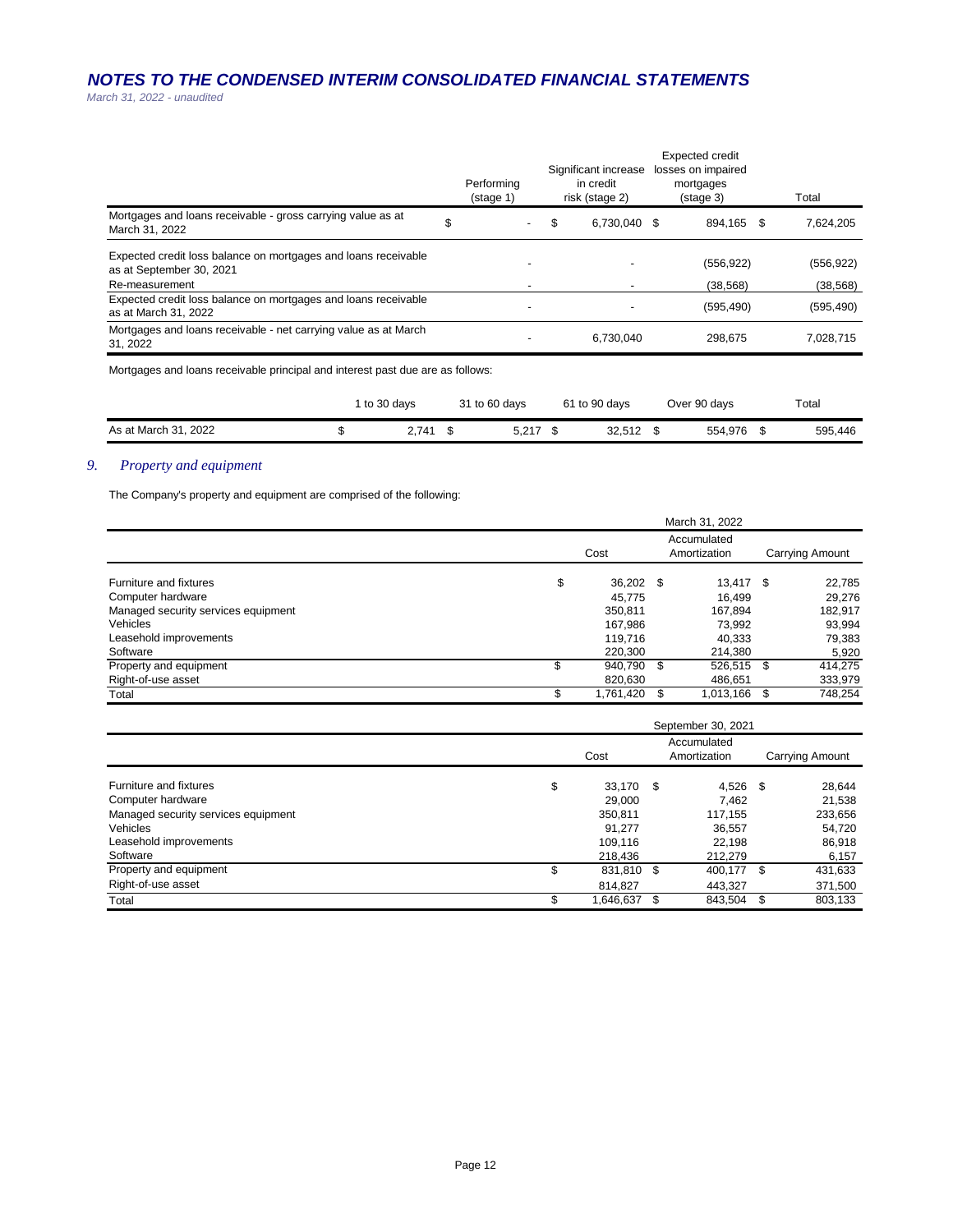# NOTES TO THE CONDENSED INTERIM CONSOLIDATED FINANCIAL STATEMENTS

*March 31, 2022 - unaudited*

| | Performing (stage 1) | Significant increase in credit risk (stage 2) | Expected credit losses on impaired mortgages (stage 3) | Total |
|---|---|---|---|---|
| Mortgages and loans receivable - gross carrying value as at March 31, 2022 | $ - | $ 6,730,040 | $ 894,165 | $ 7,624,205 |
| Expected credit loss balance on mortgages and loans receivable as at September 30, 2021 | - | - | (556,922) | (556,922) |
| Re-measurement | - | - | (38,568) | (38,568) |
| Expected credit loss balance on mortgages and loans receivable as at March 31, 2022 | - | - | (595,490) | (595,490) |
| Mortgages and loans receivable - net carrying value as at March 31, 2022 | - | 6,730,040 | 298,675 | 7,028,715 |

Mortgages and loans receivable principal and interest past due are as follows:

| | 1 to 30 days | 31 to 60 days | 61 to 90 days | Over 90 days | Total |
|---|---|---|---|---|---|
| As at March 31, 2022 | $ 2,741 | $ 5,217 | $ 32,512 | $ 554,976 | $ 595,446 |

## 9. *Property and equipment*

The Company's property and equipment are comprised of the following:

| | March 31, 2022 | | |
|---|---|---|---|
| | Cost | Accumulated Amortization | Carrying Amount |
| Furniture and fixtures | $ 36,202 | $ 13,417 | $ 22,785 |
| Computer hardware | 45,775 | 16,499 | 29,276 |
| Managed security services equipment | 350,811 | 167,894 | 182,917 |
| Vehicles | 167,986 | 73,992 | 93,994 |
| Leasehold improvements | 119,716 | 40,333 | 79,383 |
| Software | 220,300 | 214,380 | 5,920 |
| Property and equipment | $ 940,790 | $ 526,515 | $ 414,275 |
| Right-of-use asset | 820,630 | 486,651 | 333,979 |
| Total | $ 1,761,420 | $ 1,013,166 | $ 748,254 |

| | September 30, 2021 | | |
|---|---|---|---|
| | Cost | Accumulated Amortization | Carrying Amount |
| Furniture and fixtures | $ 33,170 | $ 4,526 | $ 28,644 |
| Computer hardware | 29,000 | 7,462 | 21,538 |
| Managed security services equipment | 350,811 | 117,155 | 233,656 |
| Vehicles | 91,277 | 36,557 | 54,720 |
| Leasehold improvements | 109,116 | 22,198 | 86,918 |
| Software | 218,436 | 212,279 | 6,157 |
| Property and equipment | $ 831,810 | $ 400,177 | $ 431,633 |
| Right-of-use asset | 814,827 | 443,327 | 371,500 |
| Total | $ 1,646,637 | $ 843,504 | $ 803,133 |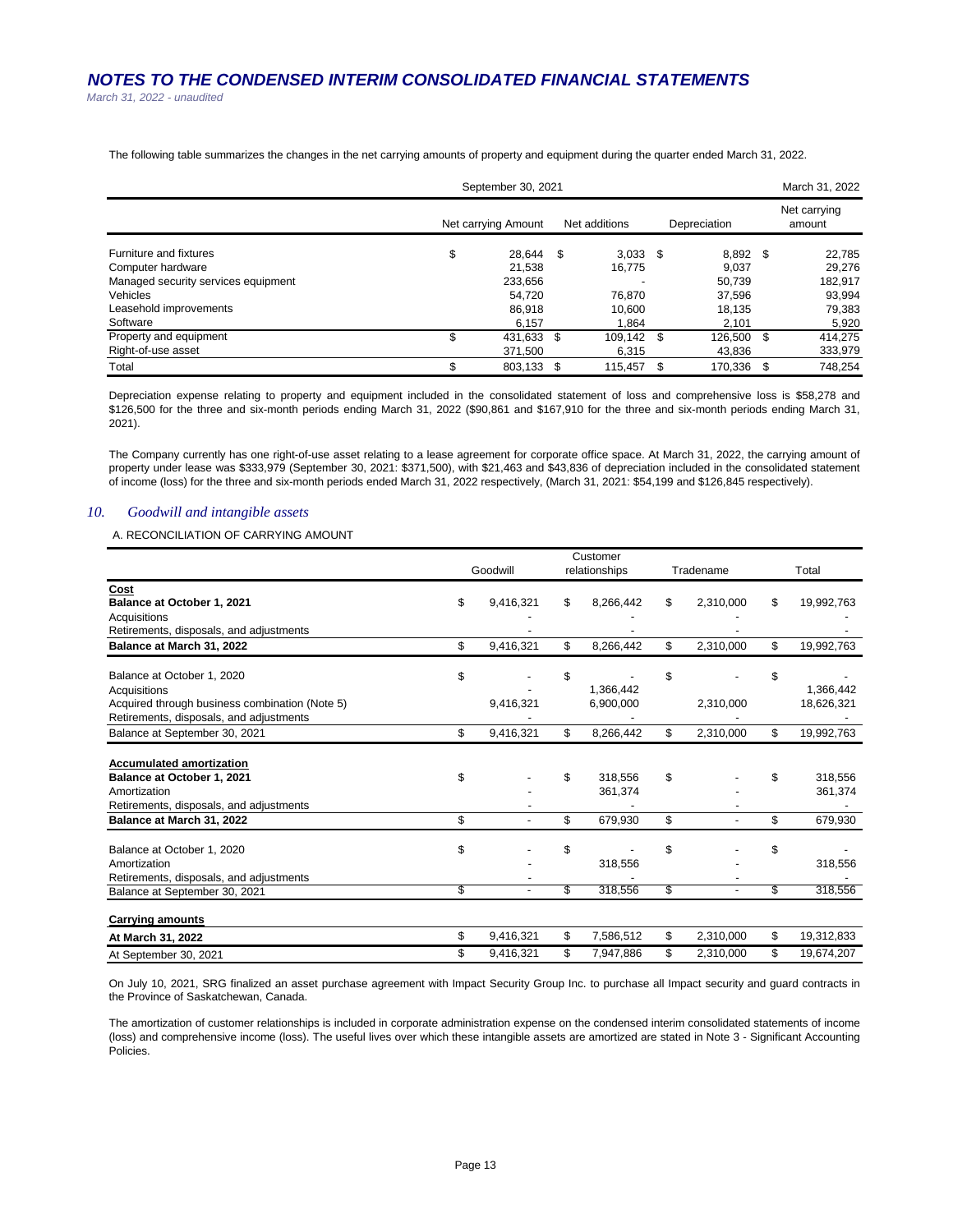The following table summarizes the changes in the net carrying amounts of property and equipment during the quarter ended March 31, 2022.

| | September 30, 2021 | | | March 31, 2022 |
|---|---|---|---|---|
| | Net carrying Amount | Net additions | Depreciation | Net carrying amount |
| Furniture and fixtures | $ 28,644 | $ 3,033 | $ 8,892 | $ 22,785 |
| Computer hardware | 21,538 | 16,775 | 9,037 | 29,276 |
| Managed security services equipment | 233,656 | - | 50,739 | 182,917 |
| Vehicles | 54,720 | 76,870 | 37,596 | 93,994 |
| Leasehold improvements | 86,918 | 10,600 | 18,135 | 79,383 |
| Software | 6,157 | 1,864 | 2,101 | 5,920 |
| Property and equipment | $ 431,633 | $ 109,142 | $ 126,500 | $ 414,275 |
| Right-of-use asset | 371,500 | 6,315 | 43,836 | 333,979 |
| Total | $ 803,133 | $ 115,457 | $ 170,336 | $ 748,254 |

Depreciation expense relating to property and equipment included in the consolidated statement of loss and comprehensive loss is $58,278 and $126,500 for the three and six-month periods ending March 31, 2022 ($90,861 and $167,910 for the three and six-month periods ending March 31, 2021).

The Company currently has one right-of-use asset relating to a lease agreement for corporate office space. At March 31, 2022, the carrying amount of property under lease was $333,979 (September 30, 2021: $371,500), with $21,463 and $43,836 of depreciation included in the consolidated statement of income (loss) for the three and six-month periods ended March 31, 2022 respectively, (March 31, 2021: $54,199 and $126,845 respectively).

## 10. *Goodwill and intangible assets*

A. RECONCILIATION OF CARRYING AMOUNT

| | Goodwill | Customer relationships | Tradename | Total |
|---|---|---|---|---|
| **Cost** | | | | |
| **Balance at October 1, 2021** | $ 9,416,321 | $ 8,266,442 | $ 2,310,000 | $ 19,992,763 |
| Acquisitions | - | - | - | - |
| Retirements, disposals, and adjustments | - | - | - | - |
| **Balance at March 31, 2022** | $ 9,416,321 | $ 8,266,442 | $ 2,310,000 | $ 19,992,763 |
| Balance at October 1, 2020 | $ - | $ - | $ - | $ - |
| Acquisitions | - | 1,366,442 | | 1,366,442 |
| Acquired through business combination (Note 5) | 9,416,321 | 6,900,000 | 2,310,000 | 18,626,321 |
| Retirements, disposals, and adjustments | - | - | - | - |
| Balance at September 30, 2021 | $ 9,416,321 | $ 8,266,442 | $ 2,310,000 | $ 19,992,763 |
| **Accumulated amortization** | | | | |
| **Balance at October 1, 2021** | $ - | $ 318,556 | $ - | $ 318,556 |
| Amortization | - | 361,374 | - | 361,374 |
| Retirements, disposals, and adjustments | - | - | - | - |
| **Balance at March 31, 2022** | $ - | $ 679,930 | $ - | $ 679,930 |
| Balance at October 1, 2020 | $ - | $ - | $ - | $ - |
| Amortization | - | 318,556 | - | 318,556 |
| Retirements, disposals, and adjustments | - | - | - | - |
| Balance at September 30, 2021 | $ - | $ 318,556 | $ - | $ 318,556 |
| **Carrying amounts** | | | | |
| **At March 31, 2022** | $ 9,416,321 | $ 7,586,512 | $ 2,310,000 | $ 19,312,833 |
| At September 30, 2021 | $ 9,416,321 | $ 7,947,886 | $ 2,310,000 | $ 19,674,207 |

On July 10, 2021, SRG finalized an asset purchase agreement with Impact Security Group Inc. to purchase all Impact security and guard contracts in the Province of Saskatchewan, Canada.

The amortization of customer relationships is included in corporate administration expense on the condensed interim consolidated statements of income (loss) and comprehensive income (loss). The useful lives over which these intangible assets are amortized are stated in Note 3 - Significant Accounting Policies.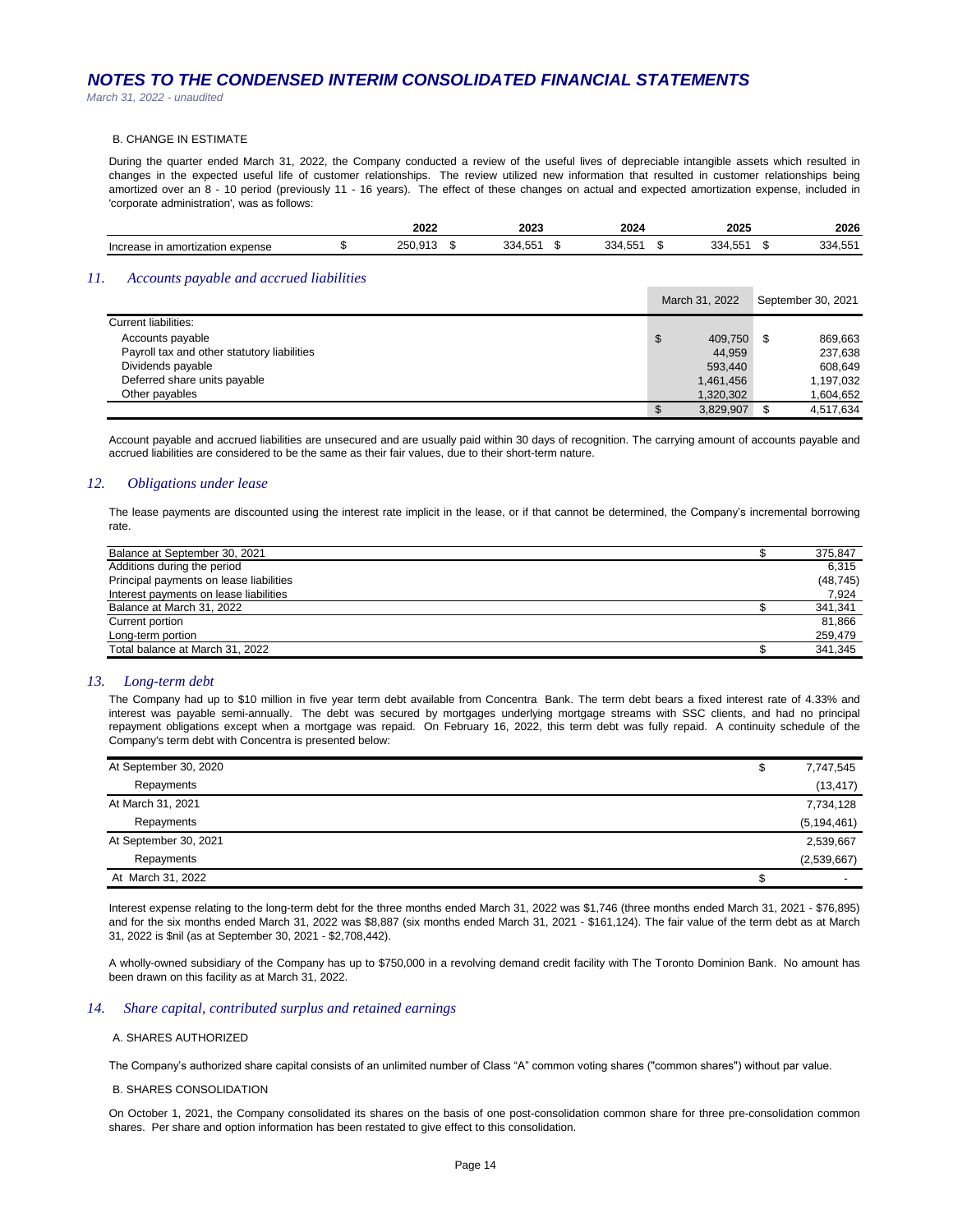# NOTES TO THE CONDENSED INTERIM CONSOLIDATED FINANCIAL STATEMENTS

*March 31, 2022 - unaudited*

B. CHANGE IN ESTIMATE

During the quarter ended March 31, 2022, the Company conducted a review of the useful lives of depreciable intangible assets which resulted in changes in the expected useful life of customer relationships. The review utilized new information that resulted in customer relationships being amortized over an 8 - 10 period (previously 11 - 16 years). The effect of these changes on actual and expected amortization expense, included in 'corporate administration', was as follows:

| | 2022 | 2023 | 2024 | 2025 | 2026 |
|---|---|---|---|---|---|
| Increase in amortization expense | $ 250,913 | $ 334,551 | $ 334,551 | $ 334,551 | $ 334,551 |

## 11. *Accounts payable and accrued liabilities*

| | March 31, 2022 | September 30, 2021 |
|---|---|---|
| Current liabilities: | | |
| Accounts payable | $ 409,750 | $ 869,663 |
| Payroll tax and other statutory liabilities | 44,959 | 237,638 |
| Dividends payable | 593,440 | 608,649 |
| Deferred share units payable | 1,461,456 | 1,197,032 |
| Other payables | 1,320,302 | 1,604,652 |
| | $ 3,829,907 | $ 4,517,634 |

Account payable and accrued liabilities are unsecured and are usually paid within 30 days of recognition. The carrying amount of accounts payable and accrued liabilities are considered to be the same as their fair values, due to their short-term nature.

## 12. *Obligations under lease*

The lease payments are discounted using the interest rate implicit in the lease, or if that cannot be determined, the Company's incremental borrowing rate.

| | |
|---|---|
| Balance at September 30, 2021 | $ 375,847 |
| Additions during the period | 6,315 |
| Principal payments on lease liabilities | (48,745) |
| Interest payments on lease liabilities | 7,924 |
| Balance at March 31, 2022 | $ 341,341 |
| Current portion | 81,866 |
| Long-term portion | 259,479 |
| Total balance at March 31, 2022 | $ 341,345 |

## 13. *Long-term debt*

The Company had up to $10 million in five year term debt available from Concentra Bank. The term debt bears a fixed interest rate of 4.33% and interest was payable semi-annually. The debt was secured by mortgages underlying mortgage streams with SSC clients, and had no principal repayment obligations except when a mortgage was repaid. On February 16, 2022, this term debt was fully repaid. A continuity schedule of the Company's term debt with Concentra is presented below:

| | |
|---|---|
| At September 30, 2020 | $ 7,747,545 |
| Repayments | (13,417) |
| At March 31, 2021 | 7,734,128 |
| Repayments | (5,194,461) |
| At September 30, 2021 | 2,539,667 |
| Repayments | (2,539,667) |
| At March 31, 2022 | $ - |

Interest expense relating to the long-term debt for the three months ended March 31, 2022 was $1,746 (three months ended March 31, 2021 - $76,895) and for the six months ended March 31, 2022 was $8,887 (six months ended March 31, 2021 - $161,124). The fair value of the term debt as at March 31, 2022 is $nil (as at September 30, 2021 - $2,708,442).

A wholly-owned subsidiary of the Company has up to $750,000 in a revolving demand credit facility with The Toronto Dominion Bank. No amount has been drawn on this facility as at March 31, 2022.

## 14. *Share capital, contributed surplus and retained earnings*

A. SHARES AUTHORIZED

The Company's authorized share capital consists of an unlimited number of Class "A" common voting shares ("common shares") without par value.

B. SHARES CONSOLIDATION

On October 1, 2021, the Company consolidated its shares on the basis of one post-consolidation common share for three pre-consolidation common shares. Per share and option information has been restated to give effect to this consolidation.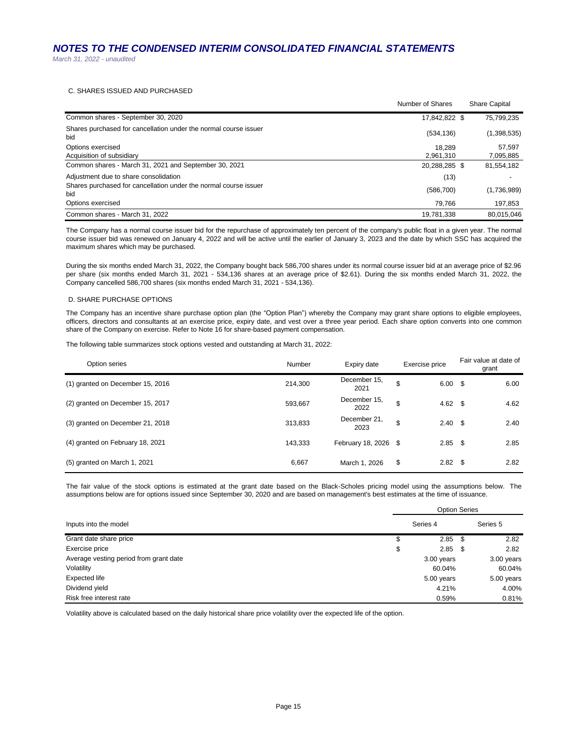C. SHARES ISSUED AND PURCHASED

| | Number of Shares | Share Capital |
|---|---|---|
| Common shares - September 30, 2020 | 17,842,822 | $ 75,799,235 |
| Shares purchased for cancellation under the normal course issuer bid | (534,136) | (1,398,535) |
| Options exercised | 18,289 | 57,597 |
| Acquisition of subsidiary | 2,961,310 | 7,095,885 |
| Common shares - March 31, 2021 and September 30, 2021 | 20,288,285 | $ 81,554,182 |
| Adjustment due to share consolidation | (13) | - |
| Shares purchased for cancellation under the normal course issuer bid | (586,700) | (1,736,989) |
| Options exercised | 79,766 | 197,853 |
| Common shares - March 31, 2022 | 19,781,338 | 80,015,046 |

The Company has a normal course issuer bid for the repurchase of approximately ten percent of the company's public float in a given year. The normal course issuer bid was renewed on January 4, 2022 and will be active until the earlier of January 3, 2023 and the date by which SSC has acquired the maximum shares which may be purchased.

During the six months ended March 31, 2022, the Company bought back 586,700 shares under its normal course issuer bid at an average price of $2.96 per share (six months ended March 31, 2021 - 534,136 shares at an average price of $2.61). During the six months ended March 31, 2022, the Company cancelled 586,700 shares (six months ended March 31, 2021 - 534,136).

D. SHARE PURCHASE OPTIONS

The Company has an incentive share purchase option plan (the "Option Plan") whereby the Company may grant share options to eligible employees, officers, directors and consultants at an exercise price, expiry date, and vest over a three year period. Each share option converts into one common share of the Company on exercise. Refer to Note 16 for share-based payment compensation.

The following table summarizes stock options vested and outstanding at March 31, 2022:

| Option series | Number | Expiry date | Exercise price | Fair value at date of grant |
|---|---|---|---|---|
| (1) granted on December 15, 2016 | 214,300 | December 15, 2021 | $ 6.00 | $ 6.00 |
| (2) granted on December 15, 2017 | 593,667 | December 15, 2022 | $ 4.62 | $ 4.62 |
| (3) granted on December 21, 2018 | 313,833 | December 21, 2023 | $ 2.40 | $ 2.40 |
| (4) granted on February 18, 2021 | 143,333 | February 18, 2026 | $ 2.85 | $ 2.85 |
| (5) granted on March 1, 2021 | 6,667 | March 1, 2026 | $ 2.82 | $ 2.82 |

The fair value of the stock options is estimated at the grant date based on the Black-Scholes pricing model using the assumptions below. The assumptions below are for options issued since September 30, 2020 and are based on management's best estimates at the time of issuance.

| | Option Series | |
|---|---|---|
| Inputs into the model | Series 4 | Series 5 |
| Grant date share price | $ 2.85 | $ 2.82 |
| Exercise price | $ 2.85 | $ 2.82 |
| Average vesting period from grant date | 3.00 years | 3.00 years |
| Volatility | 60.04% | 60.04% |
| Expected life | 5.00 years | 5.00 years |
| Dividend yield | 4.21% | 4.00% |
| Risk free interest rate | 0.59% | 0.81% |

Volatility above is calculated based on the daily historical share price volatility over the expected life of the option.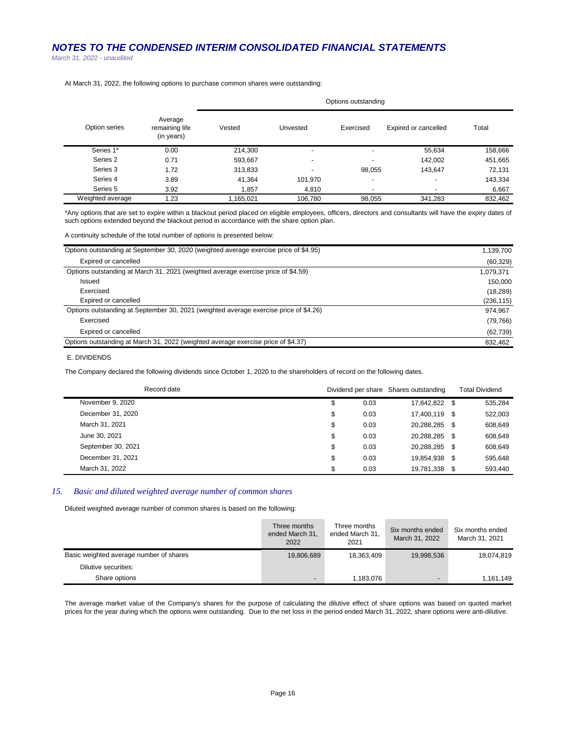At March 31, 2022, the following options to purchase common shares were outstanding:

| Option series | Average remaining life (in years) | Options outstanding | | | | |
|---|---|---|---|---|---|---|
| | | Vested | Unvested | Exercised | Expired or cancelled | Total |
| Series 1* | 0.00 | 214,300 | - | - | 55,634 | 158,666 |
| Series 2 | 0.71 | 593,667 | - | - | 142,002 | 451,665 |
| Series 3 | 1.72 | 313,833 | - | 98,055 | 143,647 | 72,131 |
| Series 4 | 3.89 | 41,364 | 101,970 | - | - | 143,334 |
| Series 5 | 3.92 | 1,857 | 4,810 | - | - | 6,667 |
| Weighted average | 1.23 | 1,165,021 | 106,780 | 98,055 | 341,283 | 832,462 |

*Any options that are set to expire within a blackout period placed on eligible employees, officers, directors and consultants will have the expiry dates of such options extended beyond the blackout period in accordance with the share option plan.

A continuity schedule of the total number of options is presented below:

| | |
|---|---|
| Options outstanding at September 30, 2020 (weighted average exercise price of $4.95) | 1,139,700 |
| Expired or cancelled | (60,329) |
| Options outstanding at March 31, 2021 (weighted average exercise price of $4.59) | 1,079,371 |
| Issued | 150,000 |
| Exercised | (18,289) |
| Expired or cancelled | (236,115) |
| Options outstanding at September 30, 2021 (weighted average exercise price of $4.26) | 974,967 |
| Exercised | (79,766) |
| Expired or cancelled | (62,739) |
| Options outstanding at March 31, 2022 (weighted average exercise price of $4.37) | 832,462 |

E. DIVIDENDS

The Company declared the following dividends since October 1, 2020 to the shareholders of record on the following dates.

| Record date | Dividend per share | Shares outstanding | Total Dividend |
|---|---|---|---|
| November 9, 2020 | $ 0.03 | 17,842,822 | $ 535,284 |
| December 31, 2020 | $ 0.03 | 17,400,119 | $ 522,003 |
| March 31, 2021 | $ 0.03 | 20,288,285 | $ 608,649 |
| June 30, 2021 | $ 0.03 | 20,288,285 | $ 608,649 |
| September 30, 2021 | $ 0.03 | 20,288,285 | $ 608,649 |
| December 31, 2021 | $ 0.03 | 19,854,938 | $ 595,648 |
| March 31, 2022 | $ 0.03 | 19,781,338 | $ 593,440 |

## 15. *Basic and diluted weighted average number of common shares*

Diluted weighted average number of common shares is based on the following:

| | Three months ended March 31, 2022 | Three months ended March 31, 2021 | Six months ended March 31, 2022 | Six months ended March 31, 2021 |
|---|---|---|---|---|
| Basic weighted average number of shares | 19,806,689 | 18,363,409 | 19,998,536 | 18,074,819 |
| Dilutive securities: | | | | |
| Share options | - | 1,183,076 | - | 1,161,149 |

The average market value of the Company's shares for the purpose of calculating the dilutive effect of share options was based on quoted market prices for the year during which the options were outstanding. Due to the net loss in the period ended March 31, 2022, share options were anti-dilutive.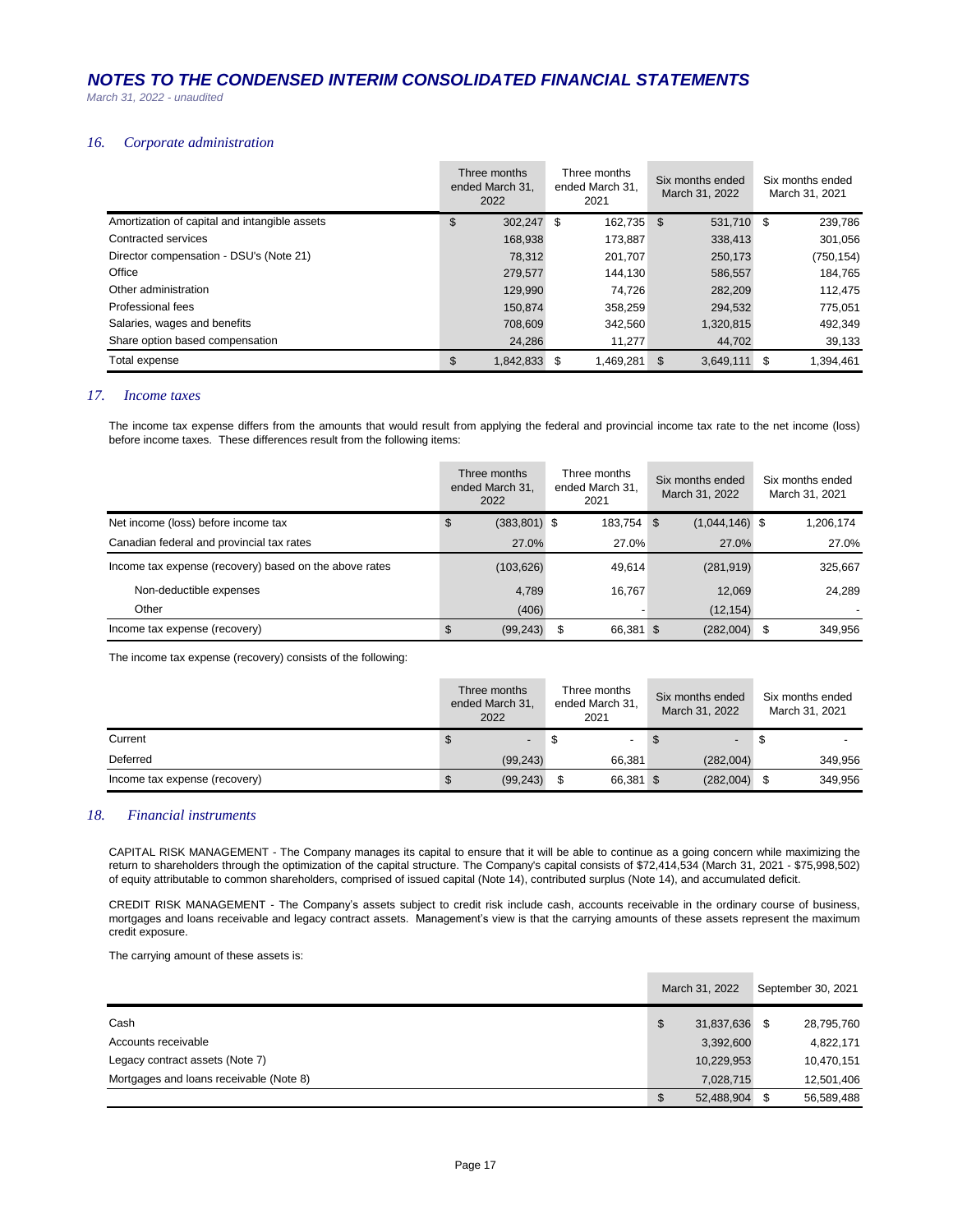## *NOTES TO THE CONDENSED INTERIM CONSOLIDATED FINANCIAL STATEMENTS*

*March 31, 2022 - unaudited*

### *16. Corporate administration*

| | Three months ended March 31, 2022 | Three months ended March 31, 2021 | Six months ended March 31, 2022 | Six months ended March 31, 2021 |
|---|---|---|---|---|
| Amortization of capital and intangible assets | $ 302,247 | $ 162,735 | $ 531,710 | $ 239,786 |
| Contracted services | 168,938 | 173,887 | 338,413 | 301,056 |
| Director compensation - DSU's (Note 21) | 78,312 | 201,707 | 250,173 | (750,154) |
| Office | 279,577 | 144,130 | 586,557 | 184,765 |
| Other administration | 129,990 | 74,726 | 282,209 | 112,475 |
| Professional fees | 150,874 | 358,259 | 294,532 | 775,051 |
| Salaries, wages and benefits | 708,609 | 342,560 | 1,320,815 | 492,349 |
| Share option based compensation | 24,286 | 11,277 | 44,702 | 39,133 |
| Total expense | $ 1,842,833 | $ 1,469,281 | $ 3,649,111 | $ 1,394,461 |

### *17. Income taxes*

The income tax expense differs from the amounts that would result from applying the federal and provincial income tax rate to the net income (loss) before income taxes. These differences result from the following items:

| | Three months ended March 31, 2022 | Three months ended March 31, 2021 | Six months ended March 31, 2022 | Six months ended March 31, 2021 |
|---|---|---|---|---|
| Net income (loss) before income tax | $ (383,801) | $ 183,754 | $ (1,044,146) | $ 1,206,174 |
| Canadian federal and provincial tax rates | 27.0% | 27.0% | 27.0% | 27.0% |
| Income tax expense (recovery) based on the above rates | (103,626) | 49,614 | (281,919) | 325,667 |
| Non-deductible expenses | 4,789 | 16,767 | 12,069 | 24,289 |
| Other | (406) | - | (12,154) | - |
| Income tax expense (recovery) | $ (99,243) | $ 66,381 | $ (282,004) | $ 349,956 |

The income tax expense (recovery) consists of the following:

| | Three months ended March 31, 2022 | Three months ended March 31, 2021 | Six months ended March 31, 2022 | Six months ended March 31, 2021 |
|---|---|---|---|---|
| Current | $ - | $ - | $ - | $ - |
| Deferred | (99,243) | 66,381 | (282,004) | 349,956 |
| Income tax expense (recovery) | $ (99,243) | $ 66,381 | $ (282,004) | $ 349,956 |

### *18. Financial instruments*

CAPITAL RISK MANAGEMENT - The Company manages its capital to ensure that it will be able to continue as a going concern while maximizing the return to shareholders through the optimization of the capital structure. The Company's capital consists of $72,414,534 (March 31, 2021 - $75,998,502) of equity attributable to common shareholders, comprised of issued capital (Note 14), contributed surplus (Note 14), and accumulated deficit.

CREDIT RISK MANAGEMENT - The Company's assets subject to credit risk include cash, accounts receivable in the ordinary course of business, mortgages and loans receivable and legacy contract assets. Management's view is that the carrying amounts of these assets represent the maximum credit exposure.

The carrying amount of these assets is:

| | March 31, 2022 | September 30, 2021 |
|---|---|---|
| Cash | $ 31,837,636 | $ 28,795,760 |
| Accounts receivable | 3,392,600 | 4,822,171 |
| Legacy contract assets (Note 7) | 10,229,953 | 10,470,151 |
| Mortgages and loans receivable (Note 8) | 7,028,715 | 12,501,406 |
| | $ 52,488,904 | $ 56,589,488 |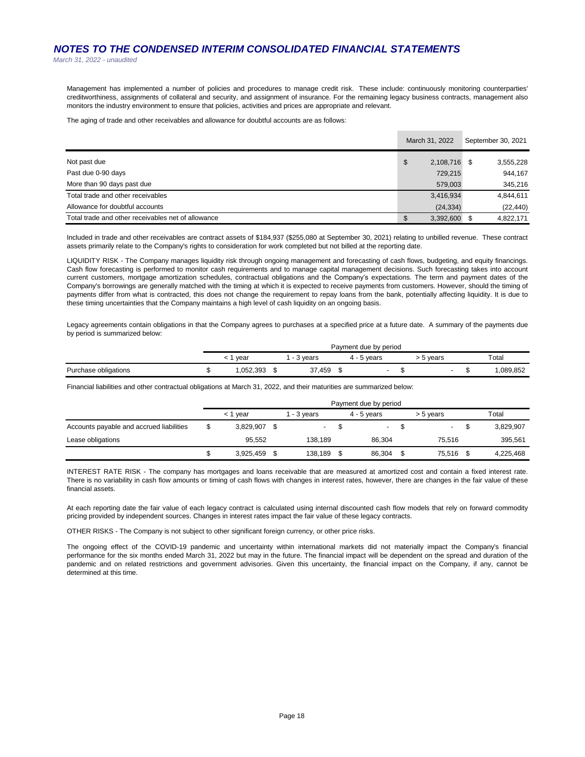Management has implemented a number of policies and procedures to manage credit risk. These include: continuously monitoring counterparties' creditworthiness, assignments of collateral and security, and assignment of insurance. For the remaining legacy business contracts, management also monitors the industry environment to ensure that policies, activities and prices are appropriate and relevant.

The aging of trade and other receivables and allowance for doubtful accounts are as follows:

| | March 31, 2022 | September 30, 2021 |
|---|---|---|
| Not past due | $ 2,108,716 | $ 3,555,228 |
| Past due 0-90 days | 729,215 | 944,167 |
| More than 90 days past due | 579,003 | 345,216 |
| Total trade and other receivables | 3,416,934 | 4,844,611 |
| Allowance for doubtful accounts | (24,334) | (22,440) |
| Total trade and other receivables net of allowance | $ 3,392,600 | $ 4,822,171 |

Included in trade and other receivables are contract assets of $184,937 ($255,080 at September 30, 2021) relating to unbilled revenue. These contract assets primarily relate to the Company's rights to consideration for work completed but not billed at the reporting date.

LIQUIDITY RISK - The Company manages liquidity risk through ongoing management and forecasting of cash flows, budgeting, and equity financings. Cash flow forecasting is performed to monitor cash requirements and to manage capital management decisions. Such forecasting takes into account current customers, mortgage amortization schedules, contractual obligations and the Company's expectations. The term and payment dates of the Company's borrowings are generally matched with the timing at which it is expected to receive payments from customers. However, should the timing of payments differ from what is contracted, this does not change the requirement to repay loans from the bank, potentially affecting liquidity. It is due to these timing uncertainties that the Company maintains a high level of cash liquidity on an ongoing basis.

Legacy agreements contain obligations in that the Company agrees to purchases at a specified price at a future date. A summary of the payments due by period is summarized below:

| | Payment due by period | | | | |
|---|---|---|---|---|---|
| | < 1 year | 1 - 3 years | 4 - 5 years | > 5 years | Total |
| Purchase obligations | $ 1,052,393 | $ 37,459 | $ - | $ - | $ 1,089,852 |

Financial liabilities and other contractual obligations at March 31, 2022, and their maturities are summarized below:

| | Payment due by period | | | | |
|---|---|---|---|---|---|
| | < 1 year | 1 - 3 years | 4 - 5 years | > 5 years | Total |
| Accounts payable and accrued liabilities | $ 3,829,907 | $ - | $ - | $ - | $ 3,829,907 |
| Lease obligations | 95,552 | 138,189 | 86,304 | 75,516 | 395,561 |
| | $ 3,925,459 | $ 138,189 | $ 86,304 | $ 75,516 | $ 4,225,468 |

INTEREST RATE RISK - The company has mortgages and loans receivable that are measured at amortized cost and contain a fixed interest rate. There is no variability in cash flow amounts or timing of cash flows with changes in interest rates, however, there are changes in the fair value of these financial assets.

At each reporting date the fair value of each legacy contract is calculated using internal discounted cash flow models that rely on forward commodity pricing provided by independent sources. Changes in interest rates impact the fair value of these legacy contracts.

OTHER RISKS - The Company is not subject to other significant foreign currency, or other price risks.

The ongoing effect of the COVID-19 pandemic and uncertainty within international markets did not materially impact the Company's financial performance for the six months ended March 31, 2022 but may in the future. The financial impact will be dependent on the spread and duration of the pandemic and on related restrictions and government advisories. Given this uncertainty, the financial impact on the Company, if any, cannot be determined at this time.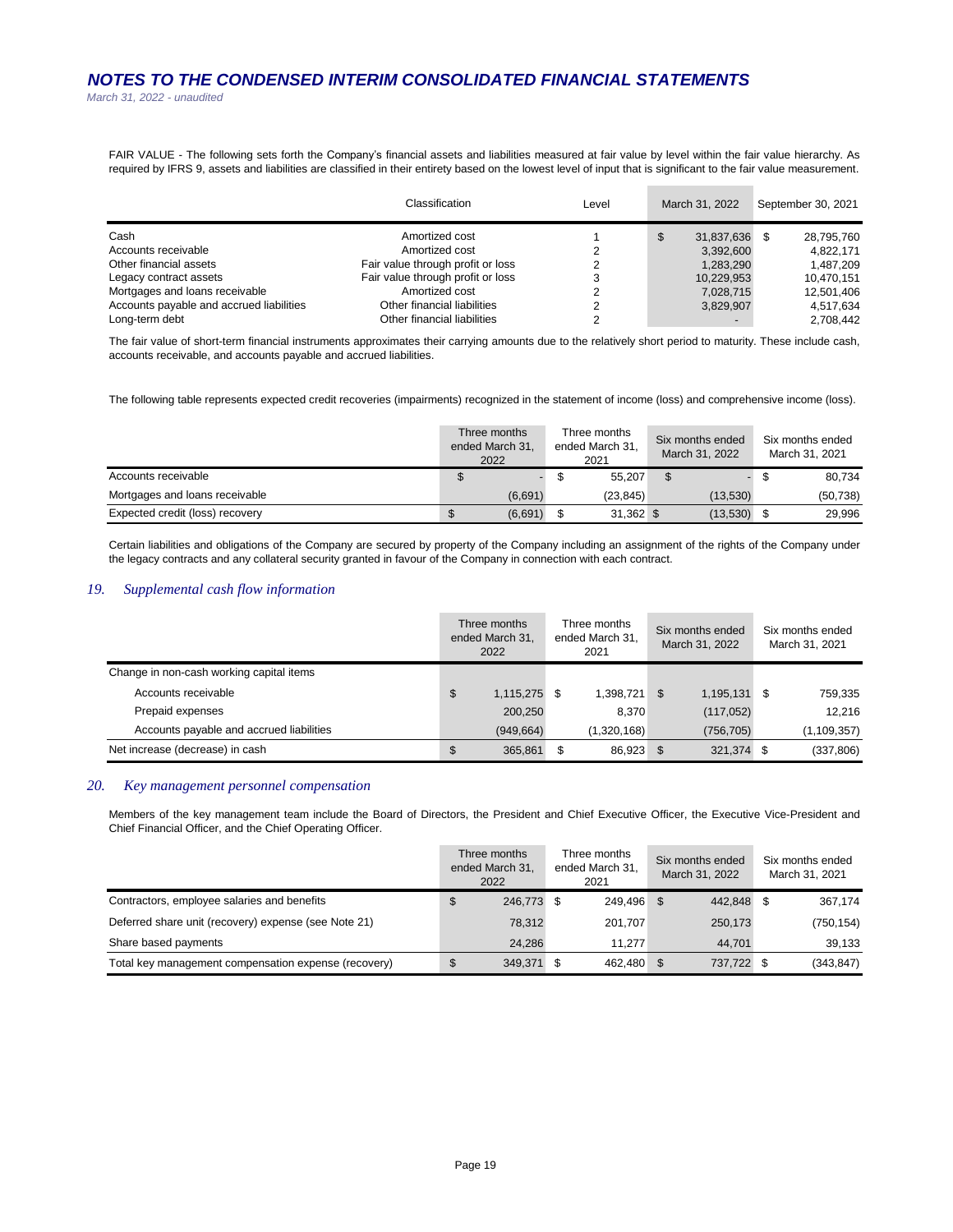FAIR VALUE - The following sets forth the Company's financial assets and liabilities measured at fair value by level within the fair value hierarchy. As required by IFRS 9, assets and liabilities are classified in their entirety based on the lowest level of input that is significant to the fair value measurement.

| | Classification | Level | March 31, 2022 | September 30, 2021 |
|---|---|---|---|---|
| Cash | Amortized cost | 1 | $ 31,837,636 | $ 28,795,760 |
| Accounts receivable | Amortized cost | 2 | 3,392,600 | 4,822,171 |
| Other financial assets | Fair value through profit or loss | 2 | 1,283,290 | 1,487,209 |
| Legacy contract assets | Fair value through profit or loss | 3 | 10,229,953 | 10,470,151 |
| Mortgages and loans receivable | Amortized cost | 2 | 7,028,715 | 12,501,406 |
| Accounts payable and accrued liabilities | Other financial liabilities | 2 | 3,829,907 | 4,517,634 |
| Long-term debt | Other financial liabilities | 2 | - | 2,708,442 |

The fair value of short-term financial instruments approximates their carrying amounts due to the relatively short period to maturity. These include cash, accounts receivable, and accounts payable and accrued liabilities.

The following table represents expected credit recoveries (impairments) recognized in the statement of income (loss) and comprehensive income (loss).

| | Three months ended March 31, 2022 | Three months ended March 31, 2021 | Six months ended March 31, 2022 | Six months ended March 31, 2021 |
|---|---|---|---|---|
| Accounts receivable | $ - | $ 55,207 | $ - | $ 80,734 |
| Mortgages and loans receivable | (6,691) | (23,845) | (13,530) | (50,738) |
| Expected credit (loss) recovery | $ (6,691) | $ 31,362 | $ (13,530) | $ 29,996 |

Certain liabilities and obligations of the Company are secured by property of the Company including an assignment of the rights of the Company under the legacy contracts and any collateral security granted in favour of the Company in connection with each contract.

## *19. Supplemental cash flow information*

| | Three months ended March 31, 2022 | Three months ended March 31, 2021 | Six months ended March 31, 2022 | Six months ended March 31, 2021 |
|---|---|---|---|---|
| Change in non-cash working capital items | | | | |
| Accounts receivable | $ 1,115,275 | $ 1,398,721 | $ 1,195,131 | $ 759,335 |
| Prepaid expenses | 200,250 | 8,370 | (117,052) | 12,216 |
| Accounts payable and accrued liabilities | (949,664) | (1,320,168) | (756,705) | (1,109,357) |
| Net increase (decrease) in cash | $ 365,861 | $ 86,923 | $ 321,374 | $ (337,806) |

## *20. Key management personnel compensation*

Members of the key management team include the Board of Directors, the President and Chief Executive Officer, the Executive Vice-President and Chief Financial Officer, and the Chief Operating Officer.

| | Three months ended March 31, 2022 | Three months ended March 31, 2021 | Six months ended March 31, 2022 | Six months ended March 31, 2021 |
|---|---|---|---|---|
| Contractors, employee salaries and benefits | $ 246,773 | $ 249,496 | $ 442,848 | $ 367,174 |
| Deferred share unit (recovery) expense (see Note 21) | 78,312 | 201,707 | 250,173 | (750,154) |
| Share based payments | 24,286 | 11,277 | 44,701 | 39,133 |
| Total key management compensation expense (recovery) | $ 349,371 | $ 462,480 | $ 737,722 | $ (343,847) |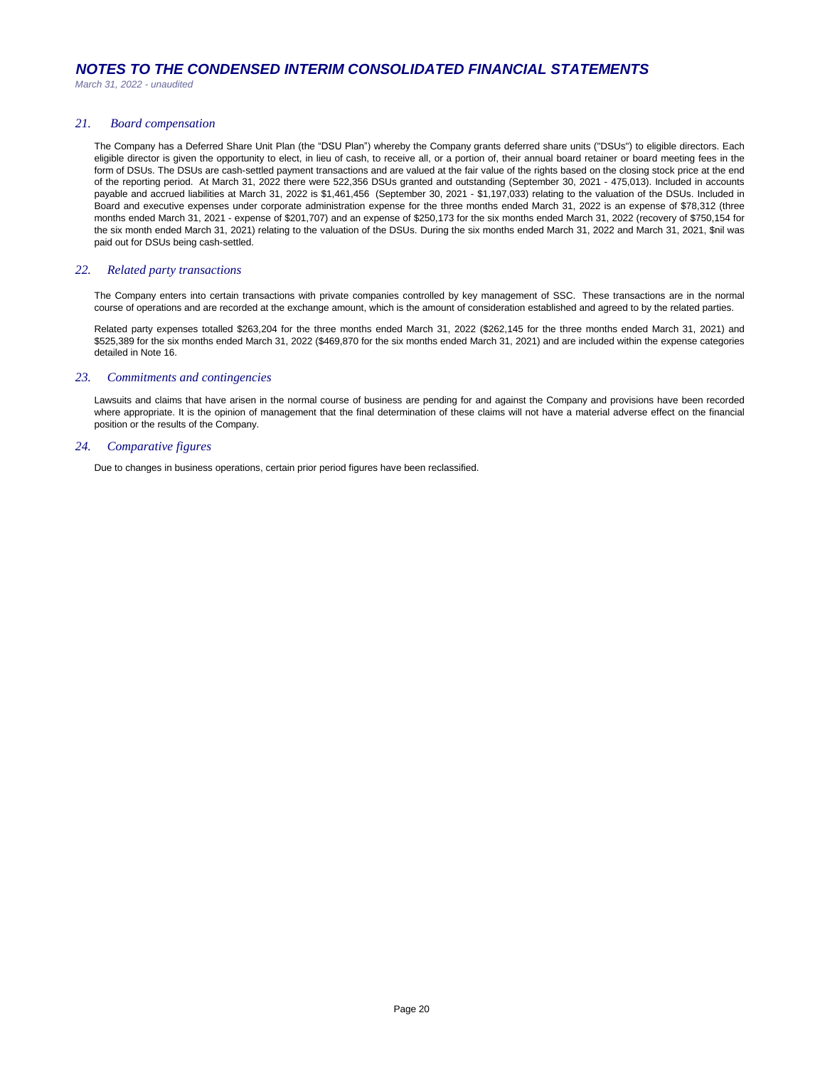## 21. Board compensation

The Company has a Deferred Share Unit Plan (the "DSU Plan") whereby the Company grants deferred share units ("DSUs") to eligible directors. Each eligible director is given the opportunity to elect, in lieu of cash, to receive all, or a portion of, their annual board retainer or board meeting fees in the form of DSUs. The DSUs are cash-settled payment transactions and are valued at the fair value of the rights based on the closing stock price at the end of the reporting period. At March 31, 2022 there were 522,356 DSUs granted and outstanding (September 30, 2021 - 475,013). Included in accounts payable and accrued liabilities at March 31, 2022 is $1,461,456 (September 30, 2021 - $1,197,033) relating to the valuation of the DSUs. Included in Board and executive expenses under corporate administration expense for the three months ended March 31, 2022 is an expense of $78,312 (three months ended March 31, 2021 - expense of $201,707) and an expense of $250,173 for the six months ended March 31, 2022 (recovery of $750,154 for the six month ended March 31, 2021) relating to the valuation of the DSUs. During the six months ended March 31, 2022 and March 31, 2021, $nil was paid out for DSUs being cash-settled.

## 22. Related party transactions

The Company enters into certain transactions with private companies controlled by key management of SSC. These transactions are in the normal course of operations and are recorded at the exchange amount, which is the amount of consideration established and agreed to by the related parties.

Related party expenses totalled $263,204 for the three months ended March 31, 2022 ($262,145 for the three months ended March 31, 2021) and $525,389 for the six months ended March 31, 2022 ($469,870 for the six months ended March 31, 2021) and are included within the expense categories detailed in Note 16.

## 23. Commitments and contingencies

Lawsuits and claims that have arisen in the normal course of business are pending for and against the Company and provisions have been recorded where appropriate. It is the opinion of management that the final determination of these claims will not have a material adverse effect on the financial position or the results of the Company.

## 24. Comparative figures

Due to changes in business operations, certain prior period figures have been reclassified.